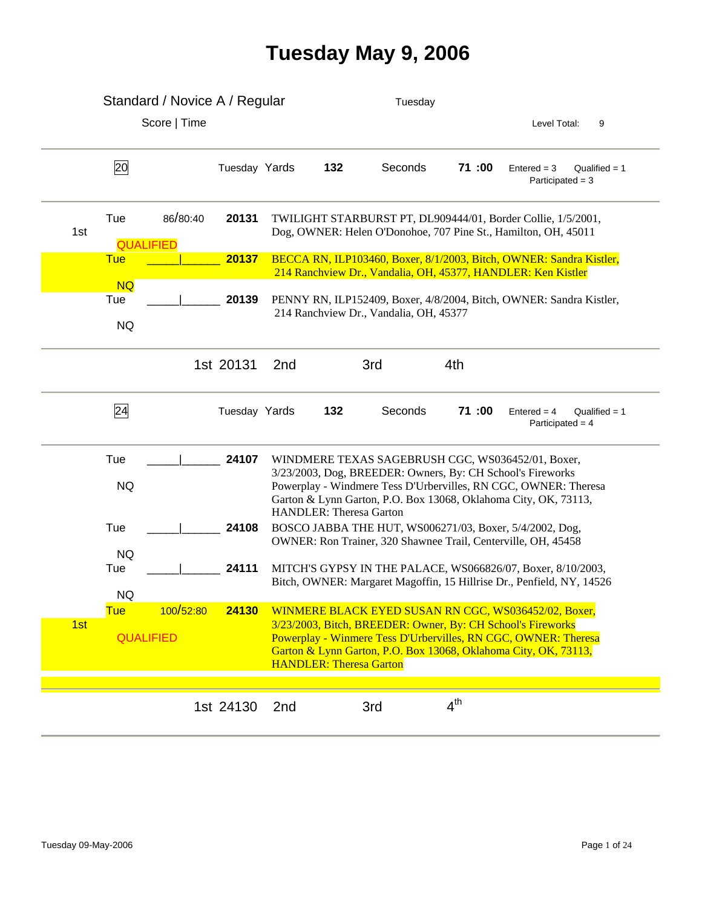# Tuesday May 9, 2006

## Standard / Novice A / Regular

Tuesday

Score | Time

Level Total: 9

---

**20** — Tuesday Yards **132** Seconds **71 :00** — Entered = 3 Qualified = 1 Participated = 3

| Place | Day / Result | Score / Time | Armband | Dog |
|---|---|---|---|---|
| 1st | Tue QUALIFIED | 86/80:40 | **20131** | TWILIGHT STARBURST PT, DL909444/01, Border Collie, 1/5/2001, Dog, OWNER: Helen O'Donohoe, 707 Pine St., Hamilton, OH, 45011 |
| | Tue NQ | _____\|______ | **20137** | BECCA RN, ILP103460, Boxer, 8/1/2003, Bitch, OWNER: Sandra Kistler, 214 Ranchview Dr., Vandalia, OH, 45377, HANDLER: Ken Kistler |
| | Tue NQ | _____\|______ | **20139** | PENNY RN, ILP152409, Boxer, 4/8/2004, Bitch, OWNER: Sandra Kistler, 214 Ranchview Dr., Vandalia, OH, 45377 |

1st 20131 2nd 3rd 4th

---

**24** — Tuesday Yards **132** Seconds **71 :00** — Entered = 4 Qualified = 1 Participated = 4

| Place | Day / Result | Score / Time | Armband | Dog |
|---|---|---|---|---|
| | Tue NQ | _____\|______ | **24107** | WINDMERE TEXAS SAGEBRUSH CGC, WS036452/01, Boxer, 3/23/2003, Dog, BREEDER: Owners, By: CH School's Fireworks Powerplay - Windmere Tess D'Urbervilles, RN CGC, OWNER: Theresa Garton & Lynn Garton, P.O. Box 13068, Oklahoma City, OK, 73113, HANDLER: Theresa Garton |
| | Tue NQ | _____\|______ | **24108** | BOSCO JABBA THE HUT, WS006271/03, Boxer, 5/4/2002, Dog, OWNER: Ron Trainer, 320 Shawnee Trail, Centerville, OH, 45458 |
| | Tue NQ | _____\|______ | **24111** | MITCH'S GYPSY IN THE PALACE, WS066826/07, Boxer, 8/10/2003, Bitch, OWNER: Margaret Magoffin, 15 Hillrise Dr., Penfield, NY, 14526 |
| 1st | Tue QUALIFIED | 100/52:80 | **24130** | WINMERE BLACK EYED SUSAN RN CGC, WS036452/02, Boxer, 3/23/2003, Bitch, BREEDER: Owner, By: CH School's Fireworks Powerplay - Winmere Tess D'Urbervilles, RN CGC, OWNER: Theresa Garton & Lynn Garton, P.O. Box 13068, Oklahoma City, OK, 73113, HANDLER: Theresa Garton |

1st 24130 2nd 3rd 4th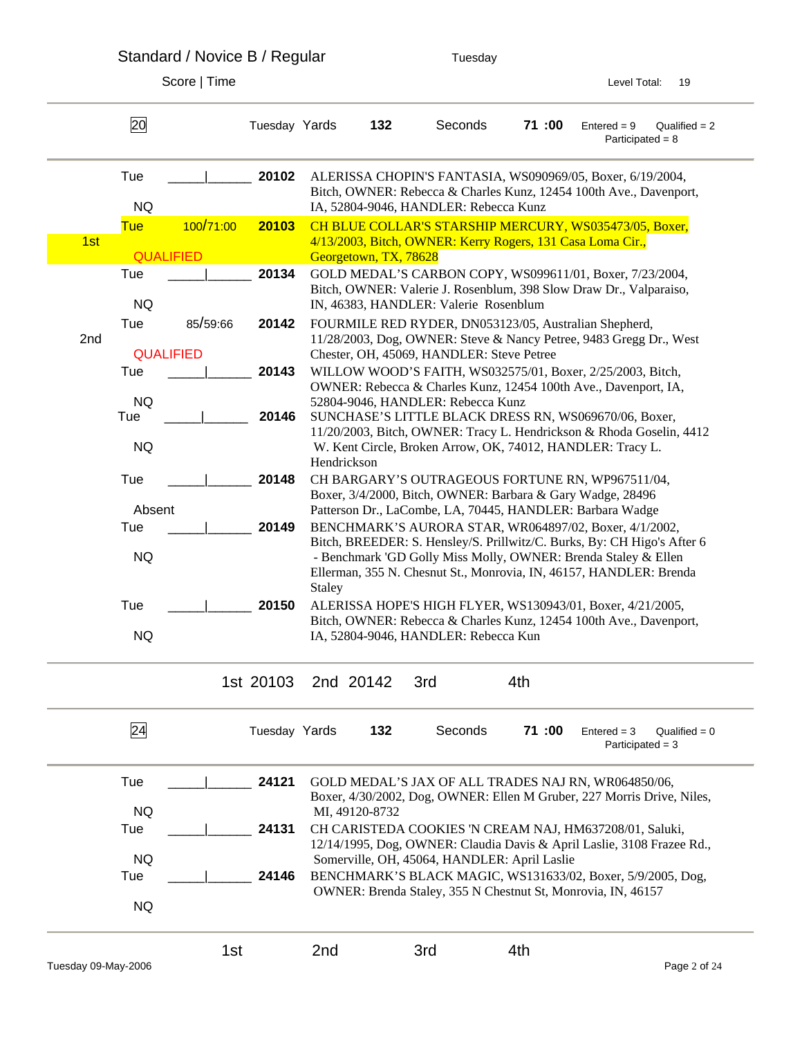## Standard / Novice B / Regular

Tuesday

Score | Time

Level Total: 19

**20** — Tuesday Yards **132** Seconds **71 :00** Entered = 9 Qualified = 2 Participated = 8

| Place | Day / Result | Score / Time | Armband | Dog / Owner / Handler |
|---|---|---|---|---|
| | Tue NQ | _____\|______ | **20102** | ALERISSA CHOPIN'S FANTASIA, WS090969/05, Boxer, 6/19/2004, Bitch, OWNER: Rebecca & Charles Kunz, 12454 100th Ave., Davenport, IA, 52804-9046, HANDLER: Rebecca Kunz |
| 1st | Tue QUALIFIED | 100/71:00 | **20103** | CH BLUE COLLAR'S STARSHIP MERCURY, WS035473/05, Boxer, 4/13/2003, Bitch, OWNER: Kerry Rogers, 131 Casa Loma Cir., Georgetown, TX, 78628 |
| | Tue NQ | _____\|______ | **20134** | GOLD MEDAL'S CARBON COPY, WS099611/01, Boxer, 7/23/2004, Bitch, OWNER: Valerie J. Rosenblum, 398 Slow Draw Dr., Valparaiso, IN, 46383, HANDLER: Valerie Rosenblum |
| 2nd | Tue QUALIFIED | 85/59:66 | **20142** | FOURMILE RED RYDER, DN053123/05, Australian Shepherd, 11/28/2003, Dog, OWNER: Steve & Nancy Petree, 9483 Gregg Dr., West Chester, OH, 45069, HANDLER: Steve Petree |
| | Tue NQ | _____\|______ | **20143** | WILLOW WOOD'S FAITH, WS032575/01, Boxer, 2/25/2003, Bitch, OWNER: Rebecca & Charles Kunz, 12454 100th Ave., Davenport, IA, 52804-9046, HANDLER: Rebecca Kunz |
| | Tue NQ | _____\|______ | **20146** | SUNCHASE'S LITTLE BLACK DRESS RN, WS069670/06, Boxer, 11/20/2003, Bitch, OWNER: Tracy L. Hendrickson & Rhoda Goselin, 4412 W. Kent Circle, Broken Arrow, OK, 74012, HANDLER: Tracy L. Hendrickson |
| | Tue Absent | _____\|______ | **20148** | CH BARGARY'S OUTRAGEOUS FORTUNE RN, WP967511/04, Boxer, 3/4/2000, Bitch, OWNER: Barbara & Gary Wadge, 28496 Patterson Dr., LaCombe, LA, 70445, HANDLER: Barbara Wadge |
| | Tue NQ | _____\|______ | **20149** | BENCHMARK'S AURORA STAR, WR064897/02, Boxer, 4/1/2002, Bitch, BREEDER: S. Hensley/S. Prillwitz/C. Burks, By: CH Higo's After 6 - Benchmark 'GD Golly Miss Molly, OWNER: Brenda Staley & Ellen Ellerman, 355 N. Chesnut St., Monrovia, IN, 46157, HANDLER: Brenda Staley |
| | Tue NQ | _____\|______ | **20150** | ALERISSA HOPE'S HIGH FLYER, WS130943/01, Boxer, 4/21/2005, Bitch, OWNER: Rebecca & Charles Kunz, 12454 100th Ave., Davenport, IA, 52804-9046, HANDLER: Rebecca Kun |

1st 20103 2nd 20142 3rd 4th

**24** — Tuesday Yards **132** Seconds **71 :00** Entered = 3 Qualified = 0 Participated = 3

| Place | Day / Result | Score / Time | Armband | Dog / Owner / Handler |
|---|---|---|---|---|
| | Tue NQ | _____\|______ | **24121** | GOLD MEDAL'S JAX OF ALL TRADES NAJ RN, WR064850/06, Boxer, 4/30/2002, Dog, OWNER: Ellen M Gruber, 227 Morris Drive, Niles, MI, 49120-8732 |
| | Tue NQ | _____\|______ | **24131** | CH CARISTEDA COOKIES 'N CREAM NAJ, HM637208/01, Saluki, 12/14/1995, Dog, OWNER: Claudia Davis & April Laslie, 3108 Frazee Rd., Somerville, OH, 45064, HANDLER: April Laslie |
| | Tue NQ | _____\|______ | **24146** | BENCHMARK'S BLACK MAGIC, WS131633/02, Boxer, 5/9/2005, Dog, OWNER: Brenda Staley, 355 N Chestnut St, Monrovia, IN, 46157 |

1st 2nd 3rd 4th

Tuesday 09-May-2006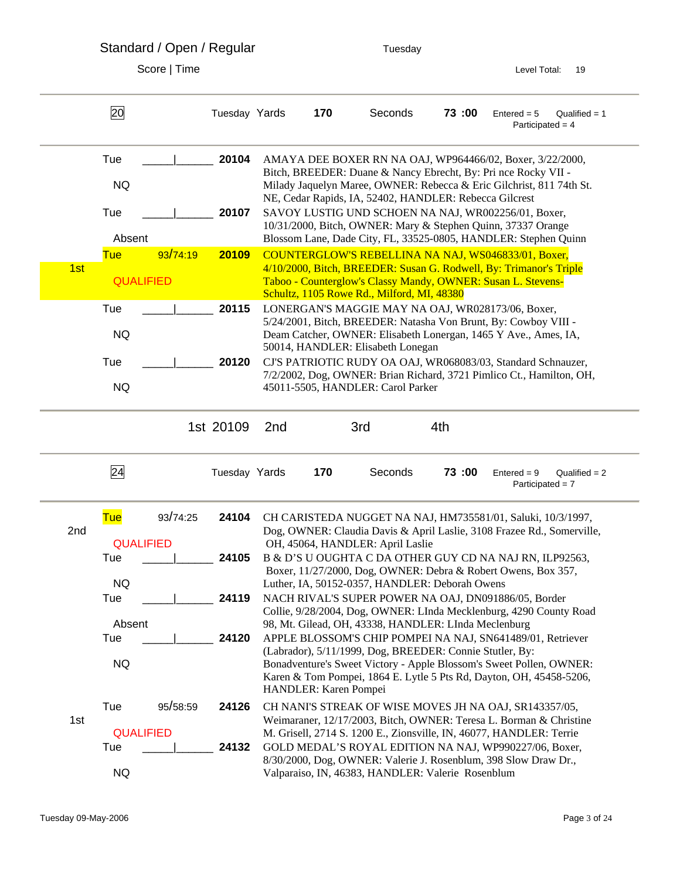# Standard / Open / Regular

Tuesday

Score | Time

Level Total: 19

---

## 20

Tuesday Yards **170** Seconds **73 :00** Entered = 5 Qualified = 1 Participated = 4

| Place | Day / Result | Score / Time | Armband | Entry |
|---|---|---|---|---|
| | Tue NQ | _____\|______ | **20104** | AMAYA DEE BOXER RN NA OAJ, WP964466/02, Boxer, 3/22/2000, Bitch, BREEDER: Duane & Nancy Ebrecht, By: Pri nce Rocky VII - Milady Jaquelyn Maree, OWNER: Rebecca & Eric Gilchrist, 811 74th St. NE, Cedar Rapids, IA, 52402, HANDLER: Rebecca Gilcrest |
| | Tue Absent | _____\|______ | **20107** | SAVOY LUSTIG UND SCHOEN NA NAJ, WR002256/01, Boxer, 10/31/2000, Bitch, OWNER: Mary & Stephen Quinn, 37337 Orange Blossom Lane, Dade City, FL, 33525-0805, HANDLER: Stephen Quinn |
| 1st | Tue QUALIFIED | 93/74:19 | **20109** | COUNTERGLOW'S REBELLINA NA NAJ, WS046833/01, Boxer, 4/10/2000, Bitch, BREEDER: Susan G. Rodwell, By: Trimanor's Triple Taboo - Counterglow's Classy Mandy, OWNER: Susan L. Stevens-Schultz, 1105 Rowe Rd., Milford, MI, 48380 |
| | Tue NQ | _____\|______ | **20115** | LONERGAN'S MAGGIE MAY NA OAJ, WR028173/06, Boxer, 5/24/2001, Bitch, BREEDER: Natasha Von Brunt, By: Cowboy VIII - Deam Catcher, OWNER: Elisabeth Lonergan, 1465 Y Ave., Ames, IA, 50014, HANDLER: Elisabeth Lonegan |
| | Tue NQ | _____\|______ | **20120** | CJ'S PATRIOTIC RUDY OA OAJ, WR068083/03, Standard Schnauzer, 7/2/2002, Dog, OWNER: Brian Richard, 3721 Pimlico Ct., Hamilton, OH, 45011-5505, HANDLER: Carol Parker |

1st 20109 2nd 3rd 4th

---

## 24

Tuesday Yards **170** Seconds **73 :00** Entered = 9 Qualified = 2 Participated = 7

| Place | Day / Result | Score / Time | Armband | Entry |
|---|---|---|---|---|
| 2nd | Tue QUALIFIED | 93/74:25 | **24104** | CH CARISTEDA NUGGET NA NAJ, HM735581/01, Saluki, 10/3/1997, Dog, OWNER: Claudia Davis & April Laslie, 3108 Frazee Rd., Somerville, OH, 45064, HANDLER: April Laslie |
| | Tue NQ | _____\|______ | **24105** | B & D'S U OUGHTA C DA OTHER GUY CD NA NAJ RN, ILP92563, Boxer, 11/27/2000, Dog, OWNER: Debra & Robert Owens, Box 357, Luther, IA, 50152-0357, HANDLER: Deborah Owens |
| | Tue Absent | _____\|______ | **24119** | NACH RIVAL'S SUPER POWER NA OAJ, DN091886/05, Border Collie, 9/28/2004, Dog, OWNER: LInda Mecklenburg, 4290 County Road 98, Mt. Gilead, OH, 43338, HANDLER: LInda Meclenburg |
| | Tue NQ | _____\|______ | **24120** | APPLE BLOSSOM'S CHIP POMPEI NA NAJ, SN641489/01, Retriever (Labrador), 5/11/1999, Dog, BREEDER: Connie Stutler, By: Bonadventure's Sweet Victory - Apple Blossom's Sweet Pollen, OWNER: Karen & Tom Pompei, 1864 E. Lytle 5 Pts Rd, Dayton, OH, 45458-5206, HANDLER: Karen Pompei |
| 1st | Tue QUALIFIED | 95/58:59 | **24126** | CH NANI'S STREAK OF WISE MOVES JH NA OAJ, SR143357/05, Weimaraner, 12/17/2003, Bitch, OWNER: Teresa L. Borman & Christine M. Grisell, 2714 S. 1200 E., Zionsville, IN, 46077, HANDLER: Terrie |
| | Tue NQ | _____\|______ | **24132** | GOLD MEDAL'S ROYAL EDITION NA NAJ, WP990227/06, Boxer, 8/30/2000, Dog, OWNER: Valerie J. Rosenblum, 398 Slow Draw Dr., Valparaiso, IN, 46383, HANDLER: Valerie Rosenblum |

Tuesday 09-May-2006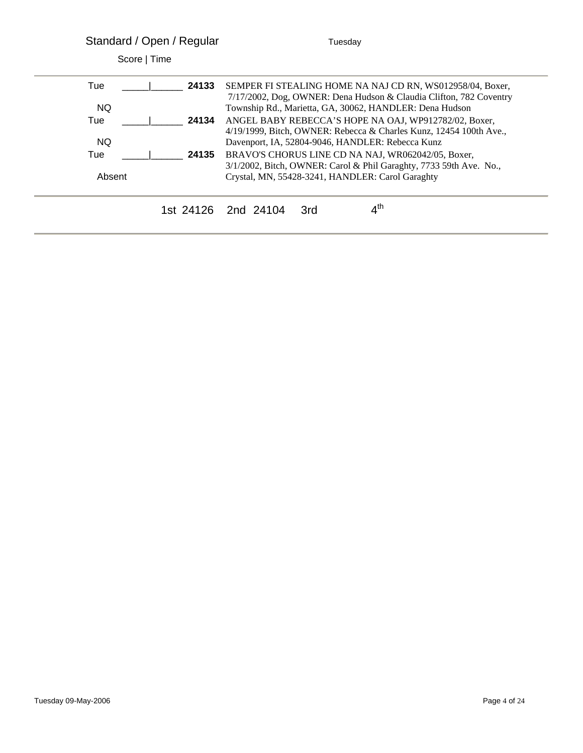## Standard / Open / Regular

Tuesday

Score | Time

| | | | |
|---|---|---|---|
| Tue<br>NQ | _____\|______ | **24133** | SEMPER FI STEALING HOME NA NAJ CD RN, WS012958/04, Boxer, 7/17/2002, Dog, OWNER: Dena Hudson & Claudia Clifton, 782 Coventry Township Rd., Marietta, GA, 30062, HANDLER: Dena Hudson |
| Tue<br>NQ | _____\|______ | **24134** | ANGEL BABY REBECCA'S HOPE NA OAJ, WP912782/02, Boxer, 4/19/1999, Bitch, OWNER: Rebecca & Charles Kunz, 12454 100th Ave., Davenport, IA, 52804-9046, HANDLER: Rebecca Kunz |
| Tue<br>Absent | _____\|______ | **24135** | BRAVO'S CHORUS LINE CD NA NAJ, WR062042/05, Boxer, 3/1/2002, Bitch, OWNER: Carol & Phil Garaghty, 7733 59th Ave. No., Crystal, MN, 55428-3241, HANDLER: Carol Garaghty |

1st 24126 2nd 24104 3rd 4th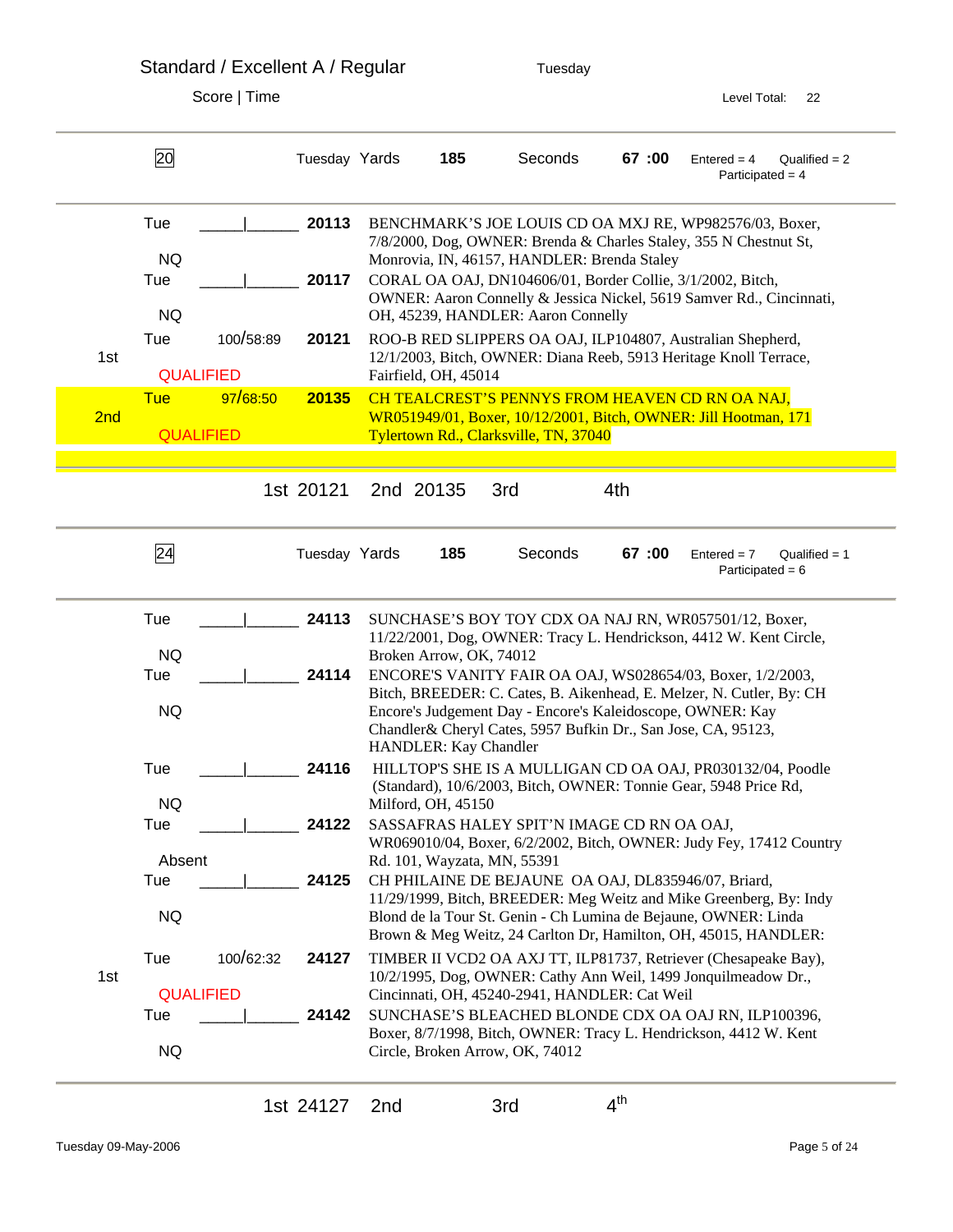## Standard / Excellent A / Regular

Tuesday

Score | Time

Level Total: 22

---

**20** — Tuesday Yards **185** Seconds **67 :00** — Entered = 4 Qualified = 2 Participated = 4

| Place | Day / Result | Score/Time | Armband | Entry |
|---|---|---|---|---|
| | Tue NQ | _____\|______ | **20113** | BENCHMARK'S JOE LOUIS CD OA MXJ RE, WP982576/03, Boxer, 7/8/2000, Dog, OWNER: Brenda & Charles Staley, 355 N Chestnut St, Monrovia, IN, 46157, HANDLER: Brenda Staley |
| | Tue NQ | _____\|______ | **20117** | CORAL OA OAJ, DN104606/01, Border Collie, 3/1/2002, Bitch, OWNER: Aaron Connelly & Jessica Nickel, 5619 Samver Rd., Cincinnati, OH, 45239, HANDLER: Aaron Connelly |
| 1st | Tue QUALIFIED | 100/58:89 | **20121** | ROO-B RED SLIPPERS OA OAJ, ILP104807, Australian Shepherd, 12/1/2003, Bitch, OWNER: Diana Reeb, 5913 Heritage Knoll Terrace, Fairfield, OH, 45014 |
| 2nd | Tue QUALIFIED | 97/68:50 | **20135** | CH TEALCREST'S PENNYS FROM HEAVEN CD RN OA NAJ, WR051949/01, Boxer, 10/12/2001, Bitch, OWNER: Jill Hootman, 171 Tylertown Rd., Clarksville, TN, 37040 |

1st 20121 2nd 20135 3rd 4th

---

**24** — Tuesday Yards **185** Seconds **67 :00** — Entered = 7 Qualified = 1 Participated = 6

| Place | Day / Result | Score/Time | Armband | Entry |
|---|---|---|---|---|
| | Tue NQ | _____\|______ | **24113** | SUNCHASE'S BOY TOY CDX OA NAJ RN, WR057501/12, Boxer, 11/22/2001, Dog, OWNER: Tracy L. Hendrickson, 4412 W. Kent Circle, Broken Arrow, OK, 74012 |
| | Tue NQ | _____\|______ | **24114** | ENCORE'S VANITY FAIR OA OAJ, WS028654/03, Boxer, 1/2/2003, Bitch, BREEDER: C. Cates, B. Aikenhead, E. Melzer, N. Cutler, By: CH Encore's Judgement Day - Encore's Kaleidoscope, OWNER: Kay Chandler& Cheryl Cates, 5957 Bufkin Dr., San Jose, CA, 95123, HANDLER: Kay Chandler |
| | Tue NQ | _____\|______ | **24116** | HILLTOP'S SHE IS A MULLIGAN CD OA OAJ, PR030132/04, Poodle (Standard), 10/6/2003, Bitch, OWNER: Tonnie Gear, 5948 Price Rd, Milford, OH, 45150 |
| | Tue Absent | _____\|______ | **24122** | SASSAFRAS HALEY SPIT'N IMAGE CD RN OA OAJ, WR069010/04, Boxer, 6/2/2002, Bitch, OWNER: Judy Fey, 17412 Country Rd. 101, Wayzata, MN, 55391 |
| | Tue NQ | _____\|______ | **24125** | CH PHILAINE DE BEJAUNE OA OAJ, DL835946/07, Briard, 11/29/1999, Bitch, BREEDER: Meg Weitz and Mike Greenberg, By: Indy Blond de la Tour St. Genin - Ch Lumina de Bejaune, OWNER: Linda Brown & Meg Weitz, 24 Carlton Dr, Hamilton, OH, 45015, HANDLER: |
| 1st | Tue QUALIFIED | 100/62:32 | **24127** | TIMBER II VCD2 OA AXJ TT, ILP81737, Retriever (Chesapeake Bay), 10/2/1995, Dog, OWNER: Cathy Ann Weil, 1499 Jonquilmeadow Dr., Cincinnati, OH, 45240-2941, HANDLER: Cat Weil |
| | Tue NQ | _____\|______ | **24142** | SUNCHASE'S BLEACHED BLONDE CDX OA OAJ RN, ILP100396, Boxer, 8/7/1998, Bitch, OWNER: Tracy L. Hendrickson, 4412 W. Kent Circle, Broken Arrow, OK, 74012 |

1st 24127 2nd 3rd 4th

Tuesday 09-May-2006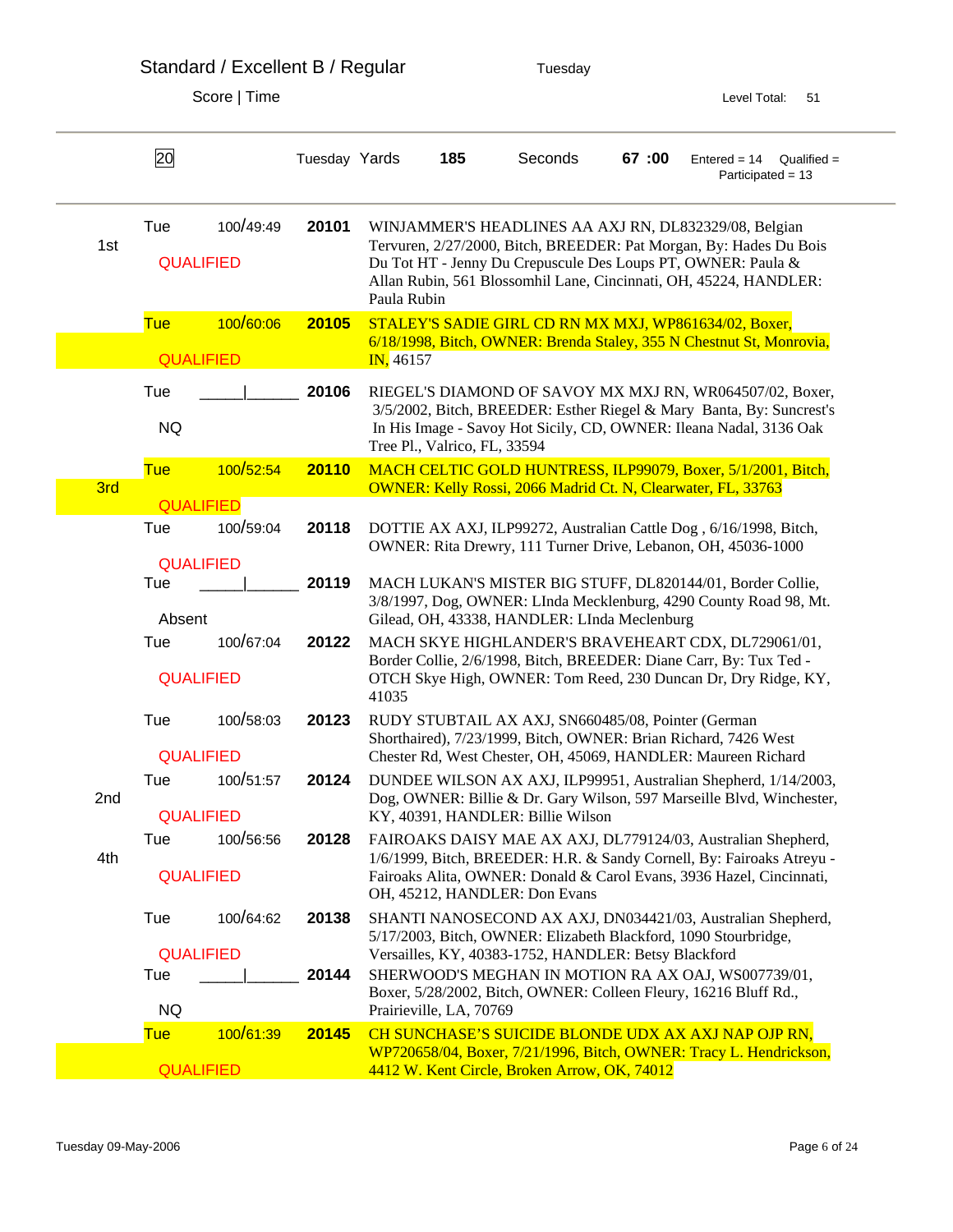# Standard / Excellent B / Regular

Tuesday

Score | Time

Level Total: 51

| 20 | Tuesday Yards | 185 | Seconds | 67 :00 | Entered = 14 Qualified = Participated = 13 |
|---|---|---|---|---|---|

| Place | Day | Score/Time | Status | Armband | Entry |
|---|---|---|---|---|---|
| 1st | Tue | 100/49:49 | QUALIFIED | 20101 | WINJAMMER'S HEADLINES AA AXJ RN, DL832329/08, Belgian Tervuren, 2/27/2000, Bitch, BREEDER: Pat Morgan, By: Hades Du Bois Du Tot HT - Jenny Du Crepuscule Des Loups PT, OWNER: Paula & Allan Rubin, 561 Blossomhil Lane, Cincinnati, OH, 45224, HANDLER: Paula Rubin |
| | Tue | 100/60:06 | QUALIFIED | 20105 | STALEY'S SADIE GIRL CD RN MX MXJ, WP861634/02, Boxer, 6/18/1998, Bitch, OWNER: Brenda Staley, 355 N Chestnut St, Monrovia, IN, 46157 |
| | Tue | _____\|_______ | NQ | 20106 | RIEGEL'S DIAMOND OF SAVOY MX MXJ RN, WR064507/02, Boxer, 3/5/2002, Bitch, BREEDER: Esther Riegel & Mary Banta, By: Suncrest's In His Image - Savoy Hot Sicily, CD, OWNER: Ileana Nadal, 3136 Oak Tree Pl., Valrico, FL, 33594 |
| 3rd | Tue | 100/52:54 | QUALIFIED | 20110 | MACH CELTIC GOLD HUNTRESS, ILP99079, Boxer, 5/1/2001, Bitch, OWNER: Kelly Rossi, 2066 Madrid Ct. N, Clearwater, FL, 33763 |
| | Tue | 100/59:04 | QUALIFIED | 20118 | DOTTIE AX AXJ, ILP99272, Australian Cattle Dog , 6/16/1998, Bitch, OWNER: Rita Drewry, 111 Turner Drive, Lebanon, OH, 45036-1000 |
| | Tue | _____\|_______ | Absent | 20119 | MACH LUKAN'S MISTER BIG STUFF, DL820144/01, Border Collie, 3/8/1997, Dog, OWNER: LInda Mecklenburg, 4290 County Road 98, Mt. Gilead, OH, 43338, HANDLER: LInda Meclenburg |
| | Tue | 100/67:04 | QUALIFIED | 20122 | MACH SKYE HIGHLANDER'S BRAVEHEART CDX, DL729061/01, Border Collie, 2/6/1998, Bitch, BREEDER: Diane Carr, By: Tux Ted - OTCH Skye High, OWNER: Tom Reed, 230 Duncan Dr, Dry Ridge, KY, 41035 |
| | Tue | 100/58:03 | QUALIFIED | 20123 | RUDY STUBTAIL AX AXJ, SN660485/08, Pointer (German Shorthaired), 7/23/1999, Bitch, OWNER: Brian Richard, 7426 West Chester Rd, West Chester, OH, 45069, HANDLER: Maureen Richard |
| 2nd | Tue | 100/51:57 | QUALIFIED | 20124 | DUNDEE WILSON AX AXJ, ILP99951, Australian Shepherd, 1/14/2003, Dog, OWNER: Billie & Dr. Gary Wilson, 597 Marseille Blvd, Winchester, KY, 40391, HANDLER: Billie Wilson |
| 4th | Tue | 100/56:56 | QUALIFIED | 20128 | FAIROAKS DAISY MAE AX AXJ, DL779124/03, Australian Shepherd, 1/6/1999, Bitch, BREEDER: H.R. & Sandy Cornell, By: Fairoaks Atreyu - Fairoaks Alita, OWNER: Donald & Carol Evans, 3936 Hazel, Cincinnati, OH, 45212, HANDLER: Don Evans |
| | Tue | 100/64:62 | QUALIFIED | 20138 | SHANTI NANOSECOND AX AXJ, DN034421/03, Australian Shepherd, 5/17/2003, Bitch, OWNER: Elizabeth Blackford, 1090 Stourbridge, Versailles, KY, 40383-1752, HANDLER: Betsy Blackford |
| | Tue | _____\|_______ | NQ | 20144 | SHERWOOD'S MEGHAN IN MOTION RA AX OAJ, WS007739/01, Boxer, 5/28/2002, Bitch, OWNER: Colleen Fleury, 16216 Bluff Rd., Prairieville, LA, 70769 |
| | Tue | 100/61:39 | QUALIFIED | 20145 | CH SUNCHASE'S SUICIDE BLONDE UDX AX AXJ NAP OJP RN, WP720658/04, Boxer, 7/21/1996, Bitch, OWNER: Tracy L. Hendrickson, 4412 W. Kent Circle, Broken Arrow, OK, 74012 |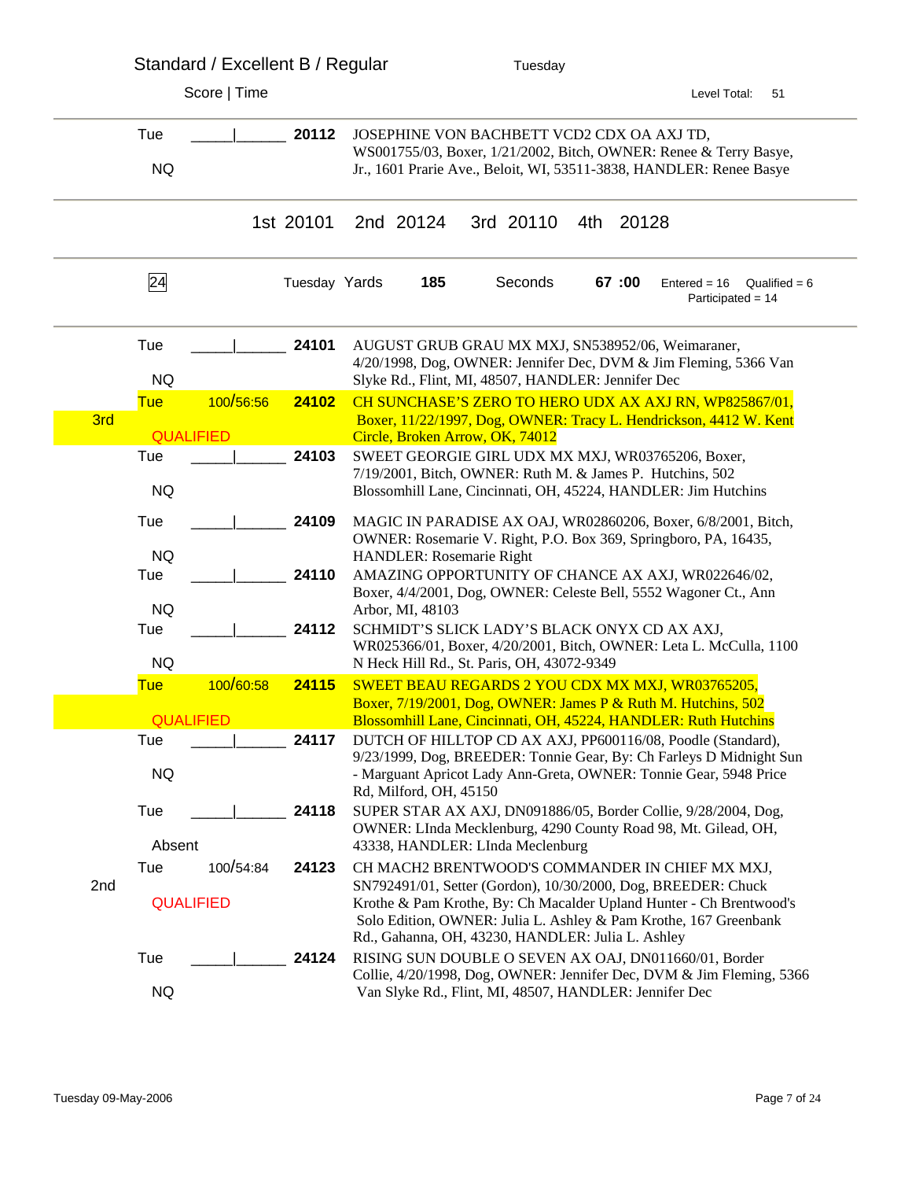## Standard / Excellent B / Regular

Tuesday

Score | Time

Level Total: 51

---

| Place | Day / Result | Score / Time | Armband | Entry |
|---|---|---|---|---|
| | Tue NQ | _____\|______ | **20112** | JOSEPHINE VON BACHBETT VCD2 CDX OA AXJ TD, WS001755/03, Boxer, 1/21/2002, Bitch, OWNER: Renee & Terry Basye, Jr., 1601 Prarie Ave., Beloit, WI, 53511-3838, HANDLER: Renee Basye |

1st 20101 2nd 20124 3rd 20110 4th 20128

---

**24** Tuesday Yards **185** Seconds **67 :00** Entered = 16 Qualified = 6 Participated = 14

| Place | Day / Result | Score / Time | Armband | Entry |
|---|---|---|---|---|
| | Tue NQ | _____\|______ | **24101** | AUGUST GRUB GRAU MX MXJ, SN538952/06, Weimaraner, 4/20/1998, Dog, OWNER: Jennifer Dec, DVM & Jim Fleming, 5366 Van Slyke Rd., Flint, MI, 48507, HANDLER: Jennifer Dec |
| 3rd | Tue QUALIFIED | 100/56:56 | **24102** | CH SUNCHASE'S ZERO TO HERO UDX AX AXJ RN, WP825867/01, Boxer, 11/22/1997, Dog, OWNER: Tracy L. Hendrickson, 4412 W. Kent Circle, Broken Arrow, OK, 74012 |
| | Tue NQ | _____\|______ | **24103** | SWEET GEORGIE GIRL UDX MX MXJ, WR03765206, Boxer, 7/19/2001, Bitch, OWNER: Ruth M. & James P. Hutchins, 502 Blossomhill Lane, Cincinnati, OH, 45224, HANDLER: Jim Hutchins |
| | Tue NQ | _____\|______ | **24109** | MAGIC IN PARADISE AX OAJ, WR02860206, Boxer, 6/8/2001, Bitch, OWNER: Rosemarie V. Right, P.O. Box 369, Springboro, PA, 16435, HANDLER: Rosemarie Right |
| | Tue NQ | _____\|______ | **24110** | AMAZING OPPORTUNITY OF CHANCE AX AXJ, WR022646/02, Boxer, 4/4/2001, Dog, OWNER: Celeste Bell, 5552 Wagoner Ct., Ann Arbor, MI, 48103 |
| | Tue NQ | _____\|______ | **24112** | SCHMIDT'S SLICK LADY'S BLACK ONYX CD AX AXJ, WR025366/01, Boxer, 4/20/2001, Bitch, OWNER: Leta L. McCulla, 1100 N Heck Hill Rd., St. Paris, OH, 43072-9349 |
| | Tue QUALIFIED | 100/60:58 | **24115** | SWEET BEAU REGARDS 2 YOU CDX MX MXJ, WR03765205, Boxer, 7/19/2001, Dog, OWNER: James P & Ruth M. Hutchins, 502 Blossomhill Lane, Cincinnati, OH, 45224, HANDLER: Ruth Hutchins |
| | Tue NQ | _____\|______ | **24117** | DUTCH OF HILLTOP CD AX AXJ, PP600116/08, Poodle (Standard), 9/23/1999, Dog, BREEDER: Tonnie Gear, By: Ch Farleys D Midnight Sun - Marguant Apricot Lady Ann-Greta, OWNER: Tonnie Gear, 5948 Price Rd, Milford, OH, 45150 |
| | Tue Absent | _____\|______ | **24118** | SUPER STAR AX AXJ, DN091886/05, Border Collie, 9/28/2004, Dog, OWNER: LInda Mecklenburg, 4290 County Road 98, Mt. Gilead, OH, 43338, HANDLER: LInda Meclenburg |
| 2nd | Tue QUALIFIED | 100/54:84 | **24123** | CH MACH2 BRENTWOOD'S COMMANDER IN CHIEF MX MXJ, SN792491/01, Setter (Gordon), 10/30/2000, Dog, BREEDER: Chuck Krothe & Pam Krothe, By: Ch Macalder Upland Hunter - Ch Brentwood's Solo Edition, OWNER: Julia L. Ashley & Pam Krothe, 167 Greenbank Rd., Gahanna, OH, 43230, HANDLER: Julia L. Ashley |
| | Tue NQ | _____\|______ | **24124** | RISING SUN DOUBLE O SEVEN AX OAJ, DN011660/01, Border Collie, 4/20/1998, Dog, OWNER: Jennifer Dec, DVM & Jim Fleming, 5366 Van Slyke Rd., Flint, MI, 48507, HANDLER: Jennifer Dec |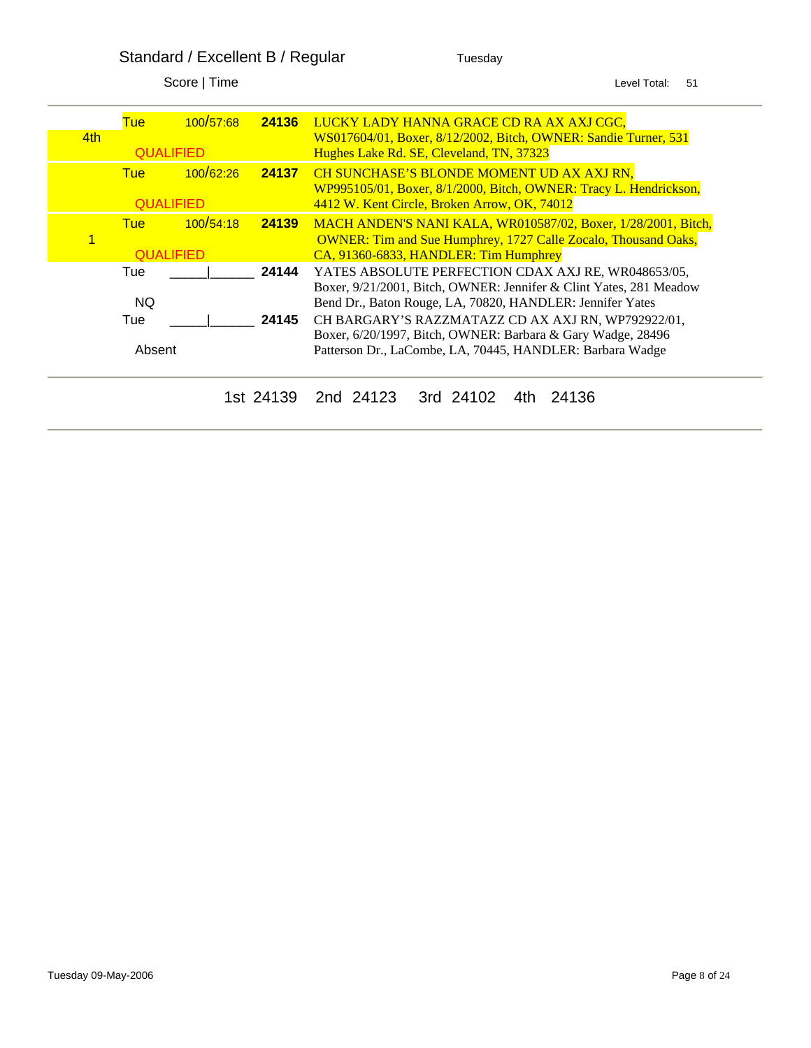## Standard / Excellent B / Regular

Tuesday

Score | Time

Level Total: 51

| Place | Day | Score/Time | Armband | Entry |
|---|---|---|---|---|
| 4th | Tue<br>QUALIFIED | 100/57:68 | **24136** | LUCKY LADY HANNA GRACE CD RA AX AXJ CGC, WS017604/01, Boxer, 8/12/2002, Bitch, OWNER: Sandie Turner, 531 Hughes Lake Rd. SE, Cleveland, TN, 37323 |
| | Tue<br>QUALIFIED | 100/62:26 | **24137** | CH SUNCHASE'S BLONDE MOMENT UD AX AXJ RN, WP995105/01, Boxer, 8/1/2000, Bitch, OWNER: Tracy L. Hendrickson, 4412 W. Kent Circle, Broken Arrow, OK, 74012 |
| 1 | Tue<br>QUALIFIED | 100/54:18 | **24139** | MACH ANDEN'S NANI KALA, WR010587/02, Boxer, 1/28/2001, Bitch, OWNER: Tim and Sue Humphrey, 1727 Calle Zocalo, Thousand Oaks, CA, 91360-6833, HANDLER: Tim Humphrey |
| | Tue<br>NQ | _____\|______ | **24144** | YATES ABSOLUTE PERFECTION CDAX AXJ RE, WR048653/05, Boxer, 9/21/2001, Bitch, OWNER: Jennifer & Clint Yates, 281 Meadow Bend Dr., Baton Rouge, LA, 70820, HANDLER: Jennifer Yates |
| | Tue<br>Absent | _____\|______ | **24145** | CH BARGARY'S RAZZMATAZZ CD AX AXJ RN, WP792922/01, Boxer, 6/20/1997, Bitch, OWNER: Barbara & Gary Wadge, 28496 Patterson Dr., LaCombe, LA, 70445, HANDLER: Barbara Wadge |

1st 24139 2nd 24123 3rd 24102 4th 24136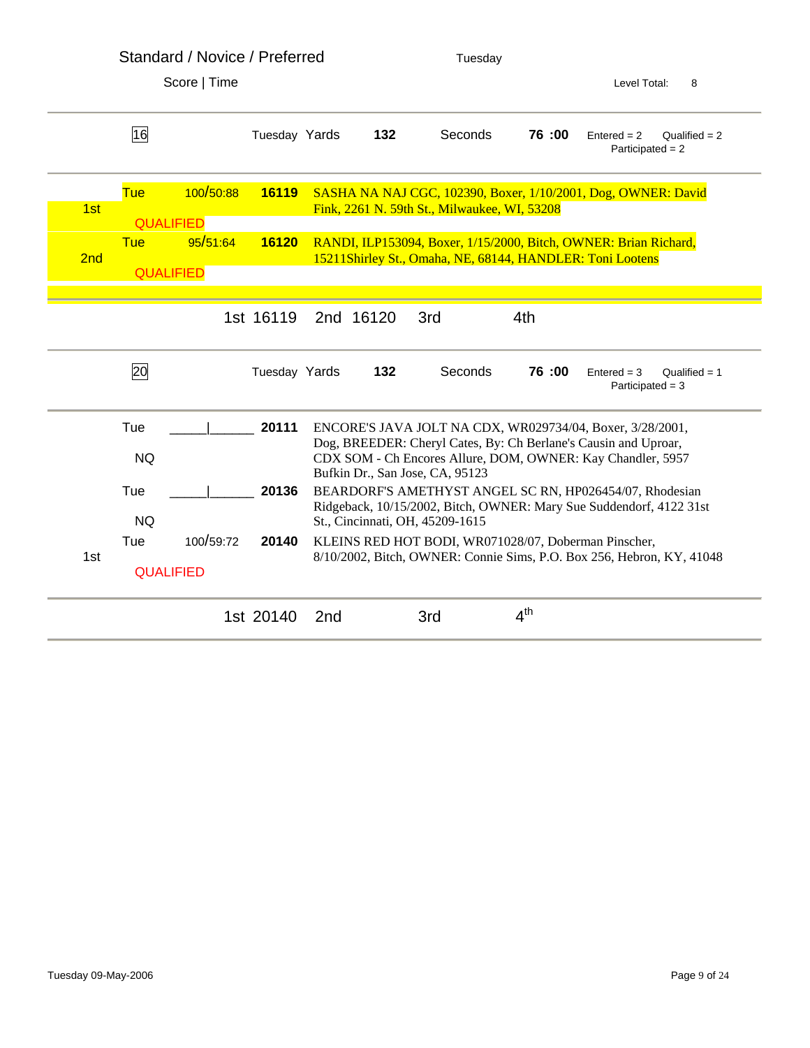## Standard / Novice / Preferred

Tuesday

Score | Time

Level Total: 8

---

**16** Tuesday Yards **132** Seconds **76 :00** Entered = 2 Qualified = 2 Participated = 2

| Place | Day | Score/Time | Armband | Entry |
|---|---|---|---|---|
| 1st | Tue QUALIFIED | 100/50:88 | **16119** | SASHA NA NAJ CGC, 102390, Boxer, 1/10/2001, Dog, OWNER: David Fink, 2261 N. 59th St., Milwaukee, WI, 53208 |
| 2nd | Tue QUALIFIED | 95/51:64 | **16120** | RANDI, ILP153094, Boxer, 1/15/2000, Bitch, OWNER: Brian Richard, 15211Shirley St., Omaha, NE, 68144, HANDLER: Toni Lootens |

1st 16119 2nd 16120 3rd 4th

---

**20** Tuesday Yards **132** Seconds **76 :00** Entered = 3 Qualified = 1 Participated = 3

| Place | Day | Score/Time | Armband | Entry |
|---|---|---|---|---|
| | Tue NQ | \_\_\_\_\_\|\_\_\_\_\_\_ | **20111** | ENCORE'S JAVA JOLT NA CDX, WR029734/04, Boxer, 3/28/2001, Dog, BREEDER: Cheryl Cates, By: Ch Berlane's Causin and Uproar, CDX SOM - Ch Encores Allure, DOM, OWNER: Kay Chandler, 5957 Bufkin Dr., San Jose, CA, 95123 |
| | Tue NQ | \_\_\_\_\_\|\_\_\_\_\_\_ | **20136** | BEARDORF'S AMETHYST ANGEL SC RN, HP026454/07, Rhodesian Ridgeback, 10/15/2002, Bitch, OWNER: Mary Sue Suddendorf, 4122 31st St., Cincinnati, OH, 45209-1615 |
| 1st | Tue QUALIFIED | 100/59:72 | **20140** | KLEINS RED HOT BODI, WR071028/07, Doberman Pinscher, 8/10/2002, Bitch, OWNER: Connie Sims, P.O. Box 256, Hebron, KY, 41048 |

1st 20140 2nd 3rd 4th

Tuesday 09-May-2006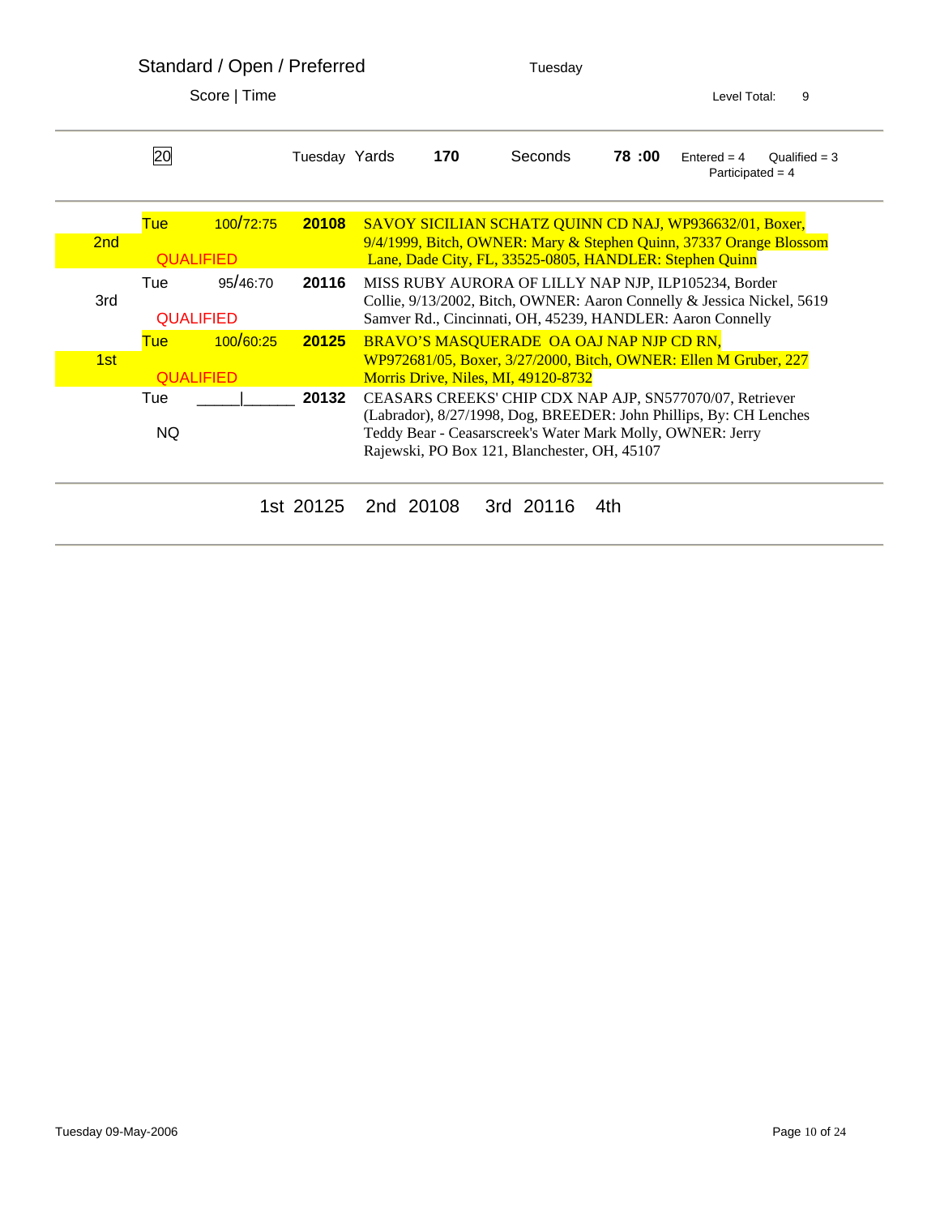Standard / Open / Preferred — Tuesday

Score | Time — Level Total: 9

| 20 | | | Tuesday Yards | 170 | Seconds | 78 :00 | Entered = 4 Qualified = 3 Participated = 4 |
|---|---|---|---|---|---|---|---|

| Place | Day / Result | Score/Time | Armband | Dog |
|---|---|---|---|---|
| 2nd | Tue QUALIFIED | 100/72:75 | **20108** | SAVOY SICILIAN SCHATZ QUINN CD NAJ, WP936632/01, Boxer, 9/4/1999, Bitch, OWNER: Mary & Stephen Quinn, 37337 Orange Blossom Lane, Dade City, FL, 33525-0805, HANDLER: Stephen Quinn |
| 3rd | Tue QUALIFIED | 95/46:70 | **20116** | MISS RUBY AURORA OF LILLY NAP NJP, ILP105234, Border Collie, 9/13/2002, Bitch, OWNER: Aaron Connelly & Jessica Nickel, 5619 Samver Rd., Cincinnati, OH, 45239, HANDLER: Aaron Connelly |
| 1st | Tue QUALIFIED | 100/60:25 | **20125** | BRAVO'S MASQUERADE OA OAJ NAP NJP CD RN, WP972681/05, Boxer, 3/27/2000, Bitch, OWNER: Ellen M Gruber, 227 Morris Drive, Niles, MI, 49120-8732 |
| | Tue NQ | _____\|______ | **20132** | CEASARS CREEKS' CHIP CDX NAP AJP, SN577070/07, Retriever (Labrador), 8/27/1998, Dog, BREEDER: John Phillips, By: CH Lenches Teddy Bear - Ceasarscreek's Water Mark Molly, OWNER: Jerry Rajewski, PO Box 121, Blanchester, OH, 45107 |

1st 20125  2nd 20108  3rd 20116  4th

Tuesday 09-May-2006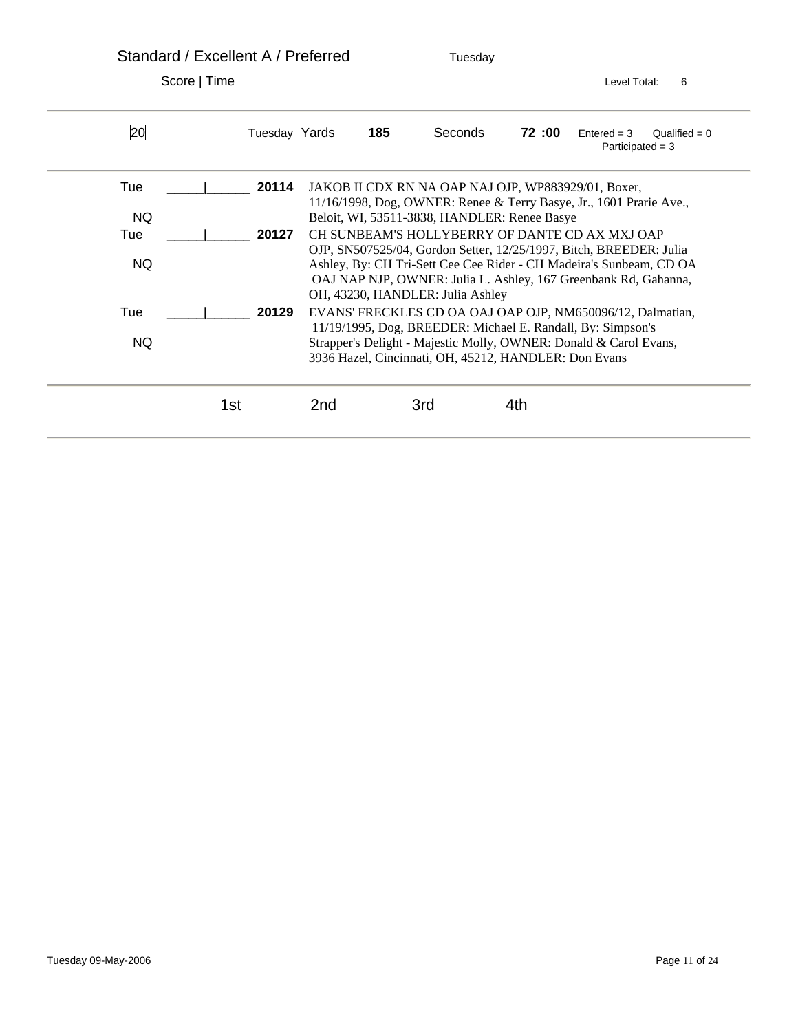# Standard / Excellent A / Preferred

Tuesday

Score | Time

Level Total: 6

| 20 | Tuesday Yards | 185 | Seconds | 72 :00 | Entered = 3 | Qualified = 0 | Participated = 3 |
|---|---|---|---|---|---|---|---|

| | | | |
|---|---|---|---|
| Tue<br>NQ | _____\|______ | 20114 | JAKOB II CDX RN NA OAP NAJ OJP, WP883929/01, Boxer, 11/16/1998, Dog, OWNER: Renee & Terry Basye, Jr., 1601 Prarie Ave., Beloit, WI, 53511-3838, HANDLER: Renee Basye |
| Tue<br>NQ | _____\|______ | 20127 | CH SUNBEAM'S HOLLYBERRY OF DANTE CD AX MXJ OAP OJP, SN507525/04, Gordon Setter, 12/25/1997, Bitch, BREEDER: Julia Ashley, By: CH Tri-Sett Cee Cee Rider - CH Madeira's Sunbeam, CD OA OAJ NAP NJP, OWNER: Julia L. Ashley, 167 Greenbank Rd, Gahanna, OH, 43230, HANDLER: Julia Ashley |
| Tue<br>NQ | _____\|______ | 20129 | EVANS' FRECKLES CD OA OAJ OAP OJP, NM650096/12, Dalmatian, 11/19/1995, Dog, BREEDER: Michael E. Randall, By: Simpson's Strapper's Delight - Majestic Molly, OWNER: Donald & Carol Evans, 3936 Hazel, Cincinnati, OH, 45212, HANDLER: Don Evans |

| 1st | 2nd | 3rd | 4th |
|---|---|---|---|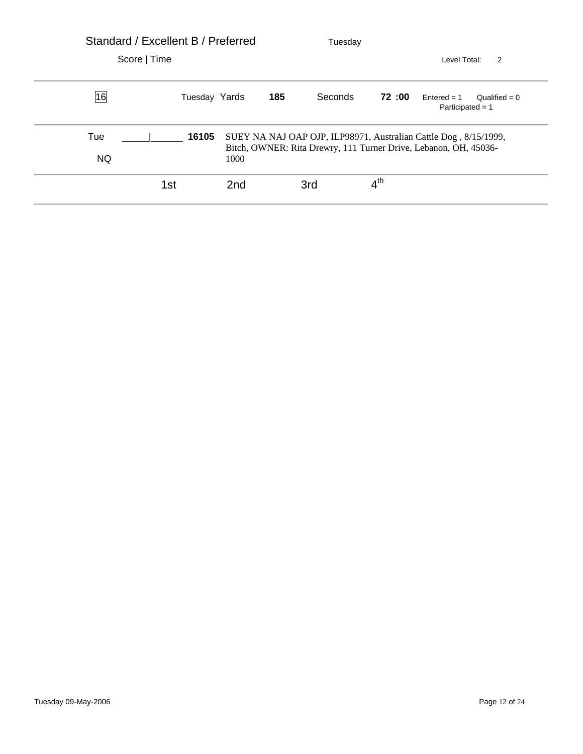Standard / Excellent B / Preferred　　Tuesday

Score | Time　　Level Total: 2

| 16 | Tuesday Yards | 185 | Seconds | 72 :00 | Entered = 1　Qualified = 0　Participated = 1 |
|---|---|---|---|---|---|

| Tue NQ | _____\|______ | 16105 | SUEY NA NAJ OAP OJP, ILP98971, Australian Cattle Dog , 8/15/1999, Bitch, OWNER: Rita Drewry, 111 Turner Drive, Lebanon, OH, 45036-1000 |
|---|---|---|---|

| 1st | 2nd | 3rd | 4th |
|---|---|---|---|

Tuesday 09-May-2006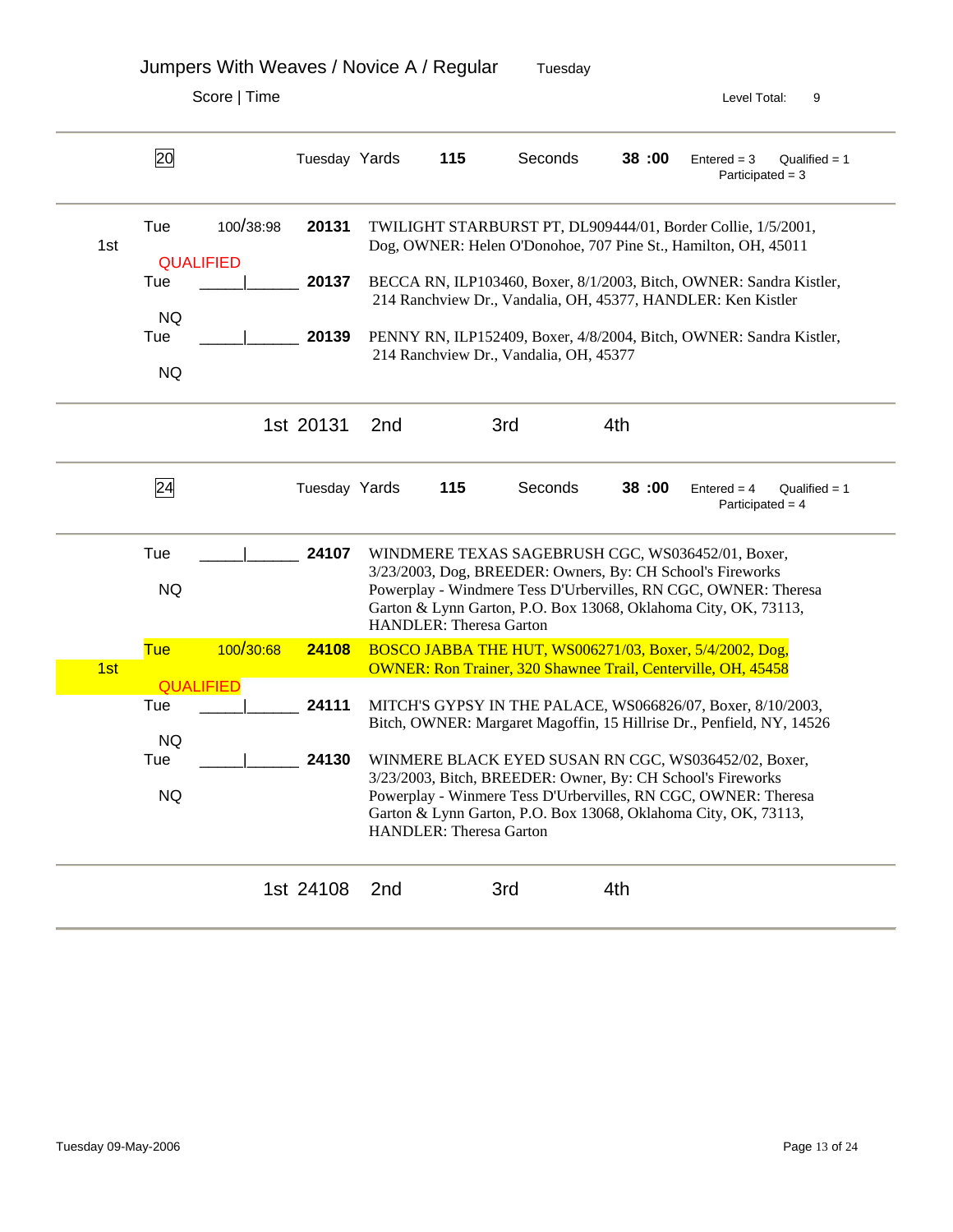# Jumpers With Weaves / Novice A / Regular

Tuesday

Score | Time

Level Total: 9

---

**20** — Tuesday Yards **115** Seconds **38 :00** Entered = 3 Qualified = 1 Participated = 3

| Place | Day | Score/Time | Armband | Entry |
|---|---|---|---|---|
| 1st | Tue QUALIFIED | 100/38:98 | **20131** | TWILIGHT STARBURST PT, DL909444/01, Border Collie, 1/5/2001, Dog, OWNER: Helen O'Donohoe, 707 Pine St., Hamilton, OH, 45011 |
| | Tue NQ | _____\|______ | **20137** | BECCA RN, ILP103460, Boxer, 8/1/2003, Bitch, OWNER: Sandra Kistler, 214 Ranchview Dr., Vandalia, OH, 45377, HANDLER: Ken Kistler |
| | Tue NQ | _____\|______ | **20139** | PENNY RN, ILP152409, Boxer, 4/8/2004, Bitch, OWNER: Sandra Kistler, 214 Ranchview Dr., Vandalia, OH, 45377 |

1st 20131 2nd 3rd 4th

---

**24** — Tuesday Yards **115** Seconds **38 :00** Entered = 4 Qualified = 1 Participated = 4

| Place | Day | Score/Time | Armband | Entry |
|---|---|---|---|---|
| | Tue NQ | _____\|______ | **24107** | WINDMERE TEXAS SAGEBRUSH CGC, WS036452/01, Boxer, 3/23/2003, Dog, BREEDER: Owners, By: CH School's Fireworks Powerplay - Windmere Tess D'Urbervilles, RN CGC, OWNER: Theresa Garton & Lynn Garton, P.O. Box 13068, Oklahoma City, OK, 73113, HANDLER: Theresa Garton |
| 1st | Tue QUALIFIED | 100/30:68 | **24108** | BOSCO JABBA THE HUT, WS006271/03, Boxer, 5/4/2002, Dog, OWNER: Ron Trainer, 320 Shawnee Trail, Centerville, OH, 45458 |
| | Tue NQ | _____\|______ | **24111** | MITCH'S GYPSY IN THE PALACE, WS066826/07, Boxer, 8/10/2003, Bitch, OWNER: Margaret Magoffin, 15 Hillrise Dr., Penfield, NY, 14526 |
| | Tue NQ | _____\|______ | **24130** | WINMERE BLACK EYED SUSAN RN CGC, WS036452/02, Boxer, 3/23/2003, Bitch, BREEDER: Owner, By: CH School's Fireworks Powerplay - Winmere Tess D'Urbervilles, RN CGC, OWNER: Theresa Garton & Lynn Garton, P.O. Box 13068, Oklahoma City, OK, 73113, HANDLER: Theresa Garton |

1st 24108 2nd 3rd 4th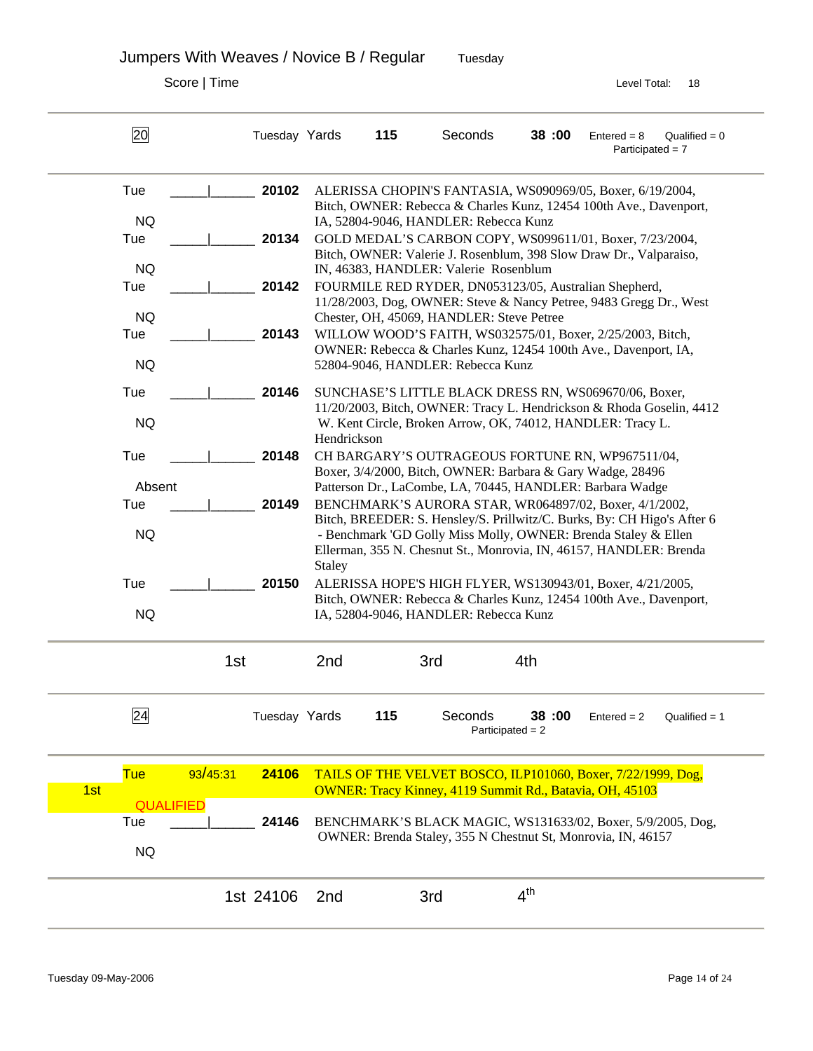# Jumpers With Weaves / Novice B / Regular

Tuesday

Score | Time

Level Total: 18

---

**20** — Tuesday Yards **115** Seconds **38 :00** Entered = 8 Qualified = 0 Participated = 7

| Day / Result | Score / Time | Armband | Entry |
|---|---|---|---|
| Tue NQ | _____\|______ | **20102** | ALERISSA CHOPIN'S FANTASIA, WS090969/05, Boxer, 6/19/2004, Bitch, OWNER: Rebecca & Charles Kunz, 12454 100th Ave., Davenport, IA, 52804-9046, HANDLER: Rebecca Kunz |
| Tue NQ | _____\|______ | **20134** | GOLD MEDAL'S CARBON COPY, WS099611/01, Boxer, 7/23/2004, Bitch, OWNER: Valerie J. Rosenblum, 398 Slow Draw Dr., Valparaiso, IN, 46383, HANDLER: Valerie Rosenblum |
| Tue NQ | _____\|______ | **20142** | FOURMILE RED RYDER, DN053123/05, Australian Shepherd, 11/28/2003, Dog, OWNER: Steve & Nancy Petree, 9483 Gregg Dr., West Chester, OH, 45069, HANDLER: Steve Petree |
| Tue NQ | _____\|______ | **20143** | WILLOW WOOD'S FAITH, WS032575/01, Boxer, 2/25/2003, Bitch, OWNER: Rebecca & Charles Kunz, 12454 100th Ave., Davenport, IA, 52804-9046, HANDLER: Rebecca Kunz |
| Tue NQ | _____\|______ | **20146** | SUNCHASE'S LITTLE BLACK DRESS RN, WS069670/06, Boxer, 11/20/2003, Bitch, OWNER: Tracy L. Hendrickson & Rhoda Goselin, 4412 W. Kent Circle, Broken Arrow, OK, 74012, HANDLER: Tracy L. Hendrickson |
| Tue Absent | _____\|______ | **20148** | CH BARGARY'S OUTRAGEOUS FORTUNE RN, WP967511/04, Boxer, 3/4/2000, Bitch, OWNER: Barbara & Gary Wadge, 28496 Patterson Dr., LaCombe, LA, 70445, HANDLER: Barbara Wadge |
| Tue NQ | _____\|______ | **20149** | BENCHMARK'S AURORA STAR, WR064897/02, Boxer, 4/1/2002, Bitch, BREEDER: S. Hensley/S. Prillwitz/C. Burks, By: CH Higo's After 6 - Benchmark 'GD Golly Miss Molly, OWNER: Brenda Staley & Ellen Ellerman, 355 N. Chesnut St., Monrovia, IN, 46157, HANDLER: Brenda Staley |
| Tue NQ | _____\|______ | **20150** | ALERISSA HOPE'S HIGH FLYER, WS130943/01, Boxer, 4/21/2005, Bitch, OWNER: Rebecca & Charles Kunz, 12454 100th Ave., Davenport, IA, 52804-9046, HANDLER: Rebecca Kunz |

1st 2nd 3rd 4th

---

**24** — Tuesday Yards **115** Seconds **38 :00** Entered = 2 Qualified = 1 Participated = 2

| Placement | Day / Result | Score / Time | Armband | Entry |
|---|---|---|---|---|
| 1st | Tue QUALIFIED | 93/45:31 | **24106** | TAILS OF THE VELVET BOSCO, ILP101060, Boxer, 7/22/1999, Dog, OWNER: Tracy Kinney, 4119 Summit Rd., Batavia, OH, 45103 |
| | Tue NQ | _____\|______ | **24146** | BENCHMARK'S BLACK MAGIC, WS131633/02, Boxer, 5/9/2005, Dog, OWNER: Brenda Staley, 355 N Chestnut St, Monrovia, IN, 46157 |

1st 24106 2nd 3rd 4th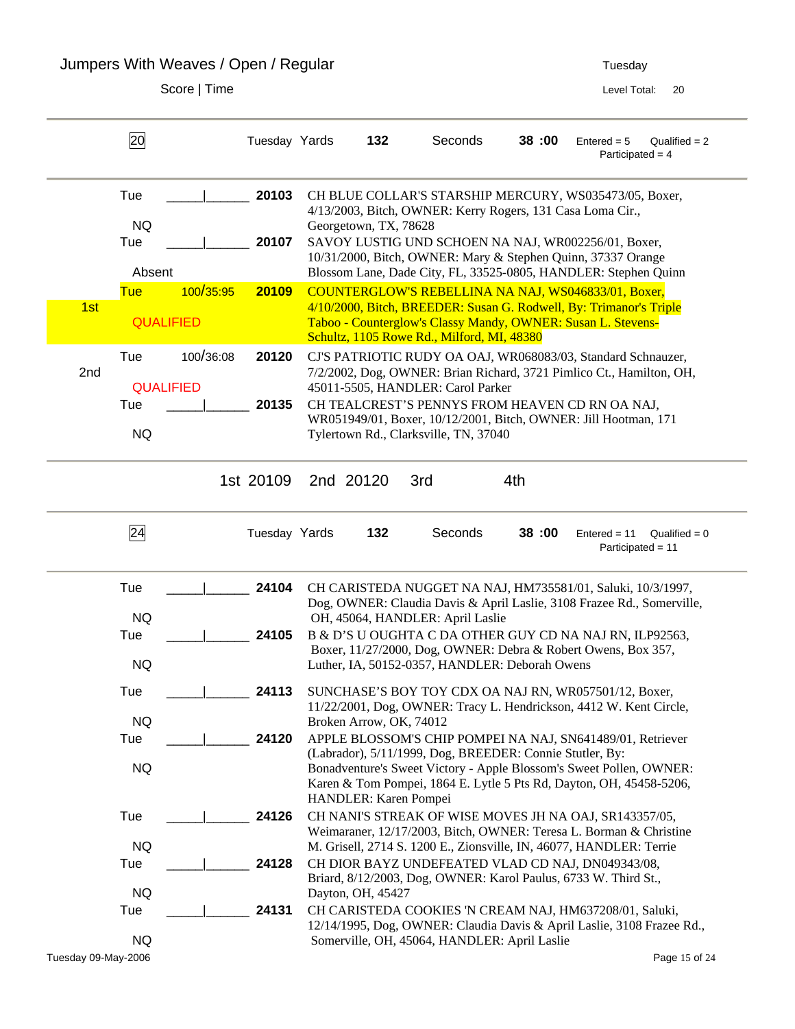# Jumpers With Weaves / Open / Regular

Tuesday

Score | Time

Level Total: 20

| 20 | Tuesday | Yards 132 | Seconds 38 :00 | Entered = 5 | Qualified = 2 | Participated = 4 |
|---|---|---|---|---|---|---|

| Place | Day / Result | Score / Time | Armband | Entry |
|---|---|---|---|---|
| | Tue NQ | _____\|_______ | 20103 | CH BLUE COLLAR'S STARSHIP MERCURY, WS035473/05, Boxer, 4/13/2003, Bitch, OWNER: Kerry Rogers, 131 Casa Loma Cir., Georgetown, TX, 78628 |
| | Tue Absent | _____\|_______ | 20107 | SAVOY LUSTIG UND SCHOEN NA NAJ, WR002256/01, Boxer, 10/31/2000, Bitch, OWNER: Mary & Stephen Quinn, 37337 Orange Blossom Lane, Dade City, FL, 33525-0805, HANDLER: Stephen Quinn |
| 1st | Tue QUALIFIED | 100/35:95 | 20109 | COUNTERGLOW'S REBELLINA NA NAJ, WS046833/01, Boxer, 4/10/2000, Bitch, BREEDER: Susan G. Rodwell, By: Trimanor's Triple Taboo - Counterglow's Classy Mandy, OWNER: Susan L. Stevens-Schultz, 1105 Rowe Rd., Milford, MI, 48380 |
| 2nd | Tue QUALIFIED | 100/36:08 | 20120 | CJ'S PATRIOTIC RUDY OA OAJ, WR068083/03, Standard Schnauzer, 7/2/2002, Dog, OWNER: Brian Richard, 3721 Pimlico Ct., Hamilton, OH, 45011-5505, HANDLER: Carol Parker |
| | Tue NQ | _____\|_______ | 20135 | CH TEALCREST'S PENNYS FROM HEAVEN CD RN OA NAJ, WR051949/01, Boxer, 10/12/2001, Bitch, OWNER: Jill Hootman, 171 Tylertown Rd., Clarksville, TN, 37040 |

1st 20109 2nd 20120 3rd 4th

| 24 | Tuesday | Yards 132 | Seconds 38 :00 | Entered = 11 | Qualified = 0 | Participated = 11 |
|---|---|---|---|---|---|---|

| Place | Day / Result | Score / Time | Armband | Entry |
|---|---|---|---|---|
| | Tue NQ | _____\|_______ | 24104 | CH CARISTEDA NUGGET NA NAJ, HM735581/01, Saluki, 10/3/1997, Dog, OWNER: Claudia Davis & April Laslie, 3108 Frazee Rd., Somerville, OH, 45064, HANDLER: April Laslie |
| | Tue NQ | _____\|_______ | 24105 | B & D'S U OUGHTA C DA OTHER GUY CD NA NAJ RN, ILP92563, Boxer, 11/27/2000, Dog, OWNER: Debra & Robert Owens, Box 357, Luther, IA, 50152-0357, HANDLER: Deborah Owens |
| | Tue NQ | _____\|_______ | 24113 | SUNCHASE'S BOY TOY CDX OA NAJ RN, WR057501/12, Boxer, 11/22/2001, Dog, OWNER: Tracy L. Hendrickson, 4412 W. Kent Circle, Broken Arrow, OK, 74012 |
| | Tue NQ | _____\|_______ | 24120 | APPLE BLOSSOM'S CHIP POMPEI NA NAJ, SN641489/01, Retriever (Labrador), 5/11/1999, Dog, BREEDER: Connie Stutler, By: Bonadventure's Sweet Victory - Apple Blossom's Sweet Pollen, OWNER: Karen & Tom Pompei, 1864 E. Lytle 5 Pts Rd, Dayton, OH, 45458-5206, HANDLER: Karen Pompei |
| | Tue NQ | _____\|_______ | 24126 | CH NANI'S STREAK OF WISE MOVES JH NA OAJ, SR143357/05, Weimaraner, 12/17/2003, Bitch, OWNER: Teresa L. Borman & Christine M. Grisell, 2714 S. 1200 E., Zionsville, IN, 46077, HANDLER: Terrie |
| | Tue NQ | _____\|_______ | 24128 | CH DIOR BAYZ UNDEFEATED VLAD CD NAJ, DN049343/08, Briard, 8/12/2003, Dog, OWNER: Karol Paulus, 6733 W. Third St., Dayton, OH, 45427 |
| | Tue NQ | _____\|_______ | 24131 | CH CARISTEDA COOKIES 'N CREAM NAJ, HM637208/01, Saluki, 12/14/1995, Dog, OWNER: Claudia Davis & April Laslie, 3108 Frazee Rd., Somerville, OH, 45064, HANDLER: April Laslie |

Tuesday 09-May-2006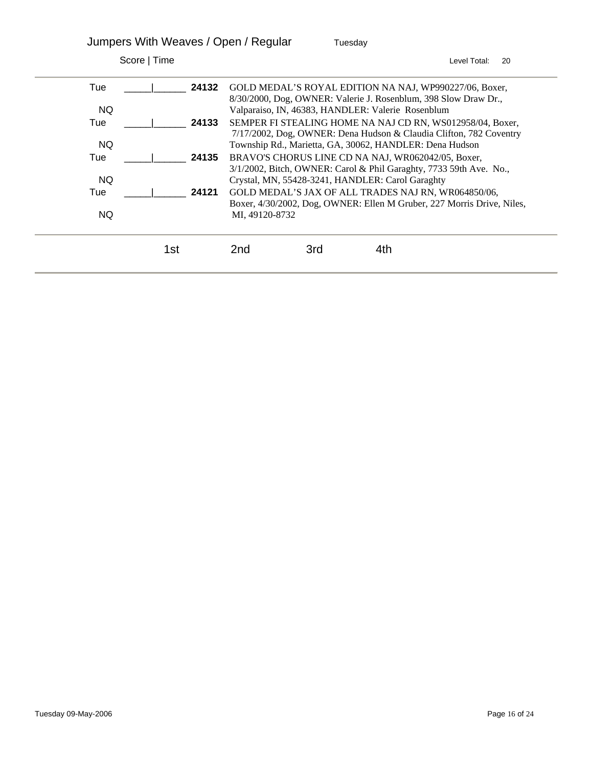# Jumpers With Weaves / Open / Regular

Tuesday

Score | Time

Level Total: 20

| Day | Score / Time | Armband | Entry |
|---|---|---|---|
| Tue<br>NQ | _____ \| ______ | **24132** | GOLD MEDAL'S ROYAL EDITION NA NAJ, WP990227/06, Boxer, 8/30/2000, Dog, OWNER: Valerie J. Rosenblum, 398 Slow Draw Dr., Valparaiso, IN, 46383, HANDLER: Valerie Rosenblum |
| Tue<br>NQ | _____ \| ______ | **24133** | SEMPER FI STEALING HOME NA NAJ CD RN, WS012958/04, Boxer, 7/17/2002, Dog, OWNER: Dena Hudson & Claudia Clifton, 782 Coventry Township Rd., Marietta, GA, 30062, HANDLER: Dena Hudson |
| Tue<br>NQ | _____ \| ______ | **24135** | BRAVO'S CHORUS LINE CD NA NAJ, WR062042/05, Boxer, 3/1/2002, Bitch, OWNER: Carol & Phil Garaghty, 7733 59th Ave. No., Crystal, MN, 55428-3241, HANDLER: Carol Garaghty |
| Tue<br>NQ | _____ \| ______ | **24121** | GOLD MEDAL'S JAX OF ALL TRADES NAJ RN, WR064850/06, Boxer, 4/30/2002, Dog, OWNER: Ellen M Gruber, 227 Morris Drive, Niles, MI, 49120-8732 |

1st 2nd 3rd 4th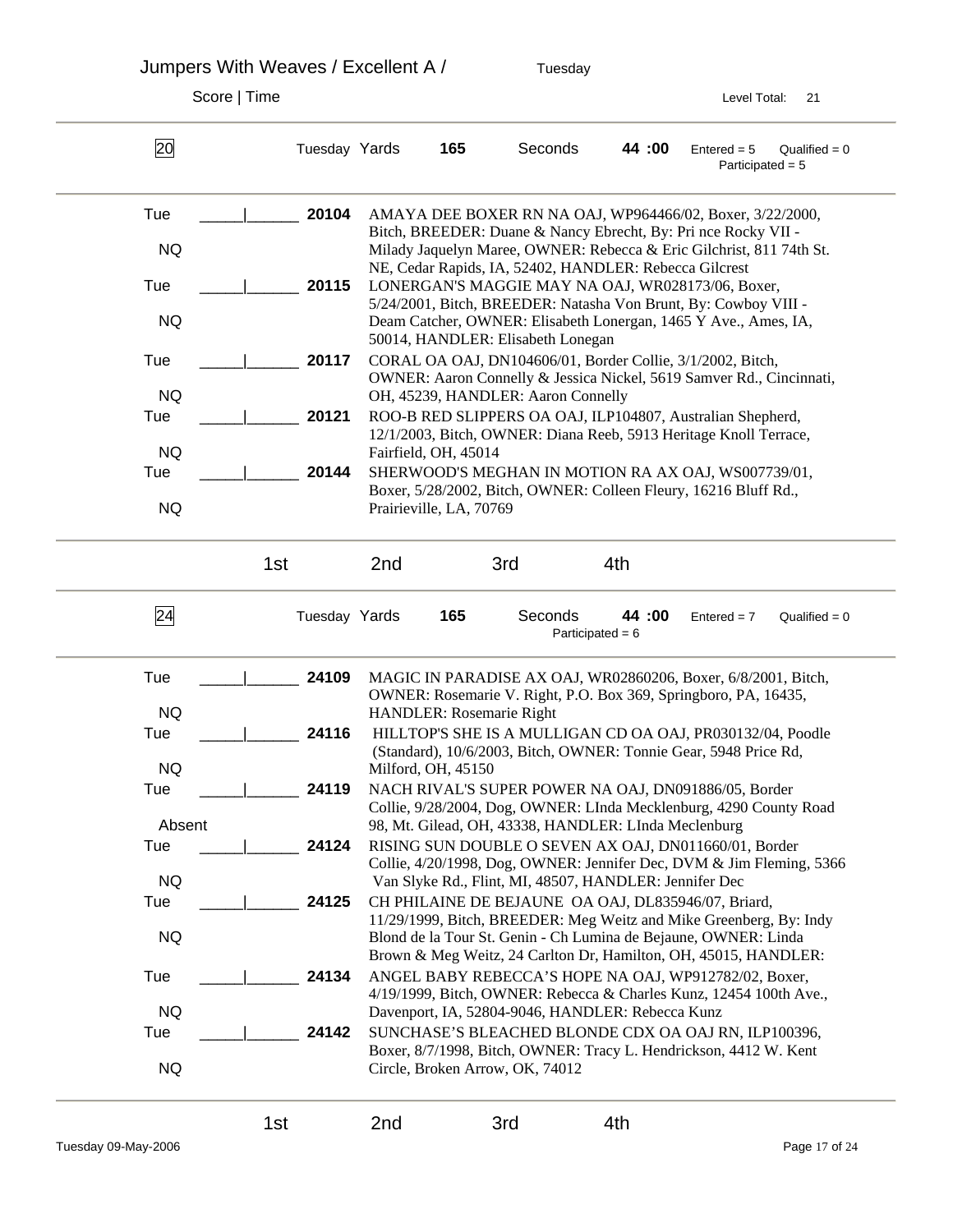Jumpers With Weaves / Excellent A / Tuesday

Score | Time Level Total: 21

---

**20** Tuesday Yards **165** Seconds **44 :00** Entered = 5 Qualified = 0 Participated = 5

| Day / Result | Score \| Time | Armband | Entry |
|---|---|---|---|
| Tue NQ | _____\|______ | **20104** | AMAYA DEE BOXER RN NA OAJ, WP964466/02, Boxer, 3/22/2000, Bitch, BREEDER: Duane & Nancy Ebrecht, By: Pri nce Rocky VII - Milady Jaquelyn Maree, OWNER: Rebecca & Eric Gilchrist, 811 74th St. NE, Cedar Rapids, IA, 52402, HANDLER: Rebecca Gilcrest |
| Tue NQ | _____\|______ | **20115** | LONERGAN'S MAGGIE MAY NA OAJ, WR028173/06, Boxer, 5/24/2001, Bitch, BREEDER: Natasha Von Brunt, By: Cowboy VIII - Deam Catcher, OWNER: Elisabeth Lonergan, 1465 Y Ave., Ames, IA, 50014, HANDLER: Elisabeth Lonegan |
| Tue NQ | _____\|______ | **20117** | CORAL OA OAJ, DN104606/01, Border Collie, 3/1/2002, Bitch, OWNER: Aaron Connelly & Jessica Nickel, 5619 Samver Rd., Cincinnati, OH, 45239, HANDLER: Aaron Connelly |
| Tue NQ | _____\|______ | **20121** | ROO-B RED SLIPPERS OA OAJ, ILP104807, Australian Shepherd, 12/1/2003, Bitch, OWNER: Diana Reeb, 5913 Heritage Knoll Terrace, Fairfield, OH, 45014 |
| Tue NQ | _____\|______ | **20144** | SHERWOOD'S MEGHAN IN MOTION RA AX OAJ, WS007739/01, Boxer, 5/28/2002, Bitch, OWNER: Colleen Fleury, 16216 Bluff Rd., Prairieville, LA, 70769 |

1st 2nd 3rd 4th

---

**24** Tuesday Yards **165** Seconds **44 :00** Entered = 7 Qualified = 0 Participated = 6

| Day / Result | Score \| Time | Armband | Entry |
|---|---|---|---|
| Tue NQ | _____\|______ | **24109** | MAGIC IN PARADISE AX OAJ, WR02860206, Boxer, 6/8/2001, Bitch, OWNER: Rosemarie V. Right, P.O. Box 369, Springboro, PA, 16435, HANDLER: Rosemarie Right |
| Tue NQ | _____\|______ | **24116** | HILLTOP'S SHE IS A MULLIGAN CD OA OAJ, PR030132/04, Poodle (Standard), 10/6/2003, Bitch, OWNER: Tonnie Gear, 5948 Price Rd, Milford, OH, 45150 |
| Tue Absent | _____\|______ | **24119** | NACH RIVAL'S SUPER POWER NA OAJ, DN091886/05, Border Collie, 9/28/2004, Dog, OWNER: LInda Mecklenburg, 4290 County Road 98, Mt. Gilead, OH, 43338, HANDLER: LInda Meclenburg |
| Tue NQ | _____\|______ | **24124** | RISING SUN DOUBLE O SEVEN AX OAJ, DN011660/01, Border Collie, 4/20/1998, Dog, OWNER: Jennifer Dec, DVM & Jim Fleming, 5366 Van Slyke Rd., Flint, MI, 48507, HANDLER: Jennifer Dec |
| Tue NQ | _____\|______ | **24125** | CH PHILAINE DE BEJAUNE OA OAJ, DL835946/07, Briard, 11/29/1999, Bitch, BREEDER: Meg Weitz and Mike Greenberg, By: Indy Blond de la Tour St. Genin - Ch Lumina de Bejaune, OWNER: Linda Brown & Meg Weitz, 24 Carlton Dr, Hamilton, OH, 45015, HANDLER: |
| Tue NQ | _____\|______ | **24134** | ANGEL BABY REBECCA'S HOPE NA OAJ, WP912782/02, Boxer, 4/19/1999, Bitch, OWNER: Rebecca & Charles Kunz, 12454 100th Ave., Davenport, IA, 52804-9046, HANDLER: Rebecca Kunz |
| Tue NQ | _____\|______ | **24142** | SUNCHASE'S BLEACHED BLONDE CDX OA OAJ RN, ILP100396, Boxer, 8/7/1998, Bitch, OWNER: Tracy L. Hendrickson, 4412 W. Kent Circle, Broken Arrow, OK, 74012 |

1st 2nd 3rd 4th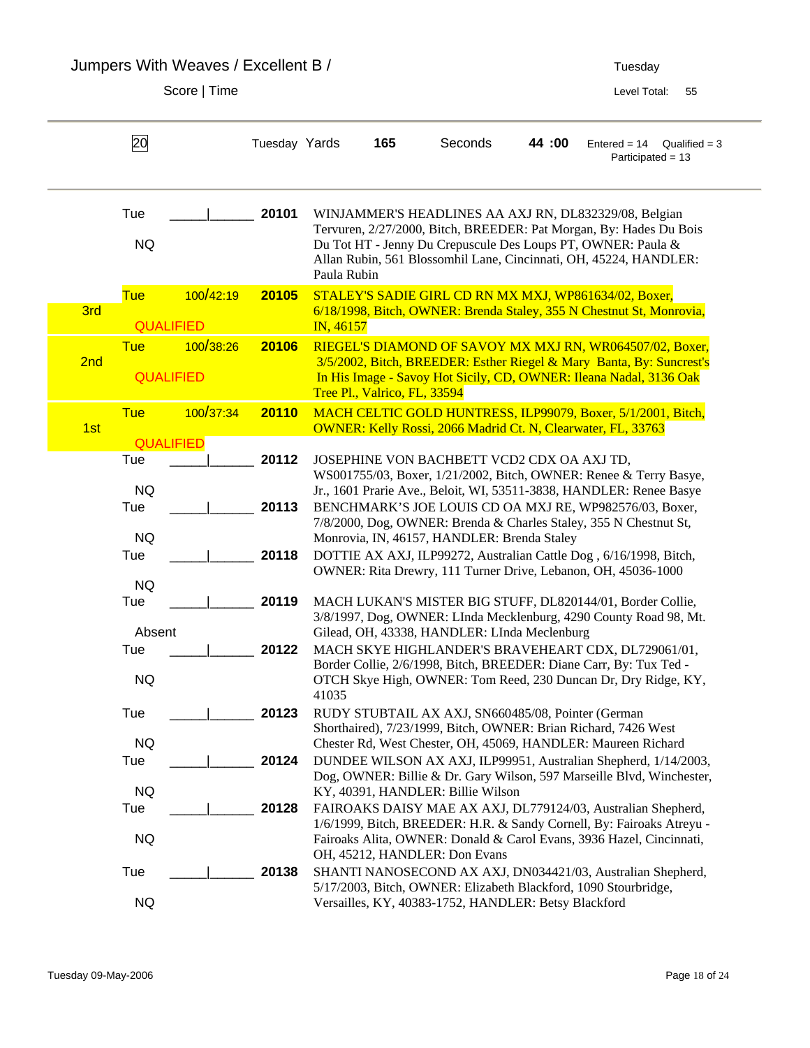# Jumpers With Weaves / Excellent B /

Score | Time

Tuesday

Level Total: 55

| 20 | Tuesday Yards | 165 | Seconds | 44 :00 | Entered = 14 Qualified = 3 Participated = 13 |
|---|---|---|---|---|---|

| Place | Day / Result | Score / Time | Armband | Entry |
|---|---|---|---|---|
| | Tue NQ | _____\|_______ | 20101 | WINJAMMER'S HEADLINES AA AXJ RN, DL832329/08, Belgian Tervuren, 2/27/2000, Bitch, BREEDER: Pat Morgan, By: Hades Du Bois Du Tot HT - Jenny Du Crepuscule Des Loups PT, OWNER: Paula & Allan Rubin, 561 Blossomhil Lane, Cincinnati, OH, 45224, HANDLER: Paula Rubin |
| 3rd | Tue QUALIFIED | 100/42:19 | 20105 | STALEY'S SADIE GIRL CD RN MX MXJ, WP861634/02, Boxer, 6/18/1998, Bitch, OWNER: Brenda Staley, 355 N Chestnut St, Monrovia, IN, 46157 |
| 2nd | Tue QUALIFIED | 100/38:26 | 20106 | RIEGEL'S DIAMOND OF SAVOY MX MXJ RN, WR064507/02, Boxer, 3/5/2002, Bitch, BREEDER: Esther Riegel & Mary Banta, By: Suncrest's In His Image - Savoy Hot Sicily, CD, OWNER: Ileana Nadal, 3136 Oak Tree Pl., Valrico, FL, 33594 |
| 1st | Tue QUALIFIED | 100/37:34 | 20110 | MACH CELTIC GOLD HUNTRESS, ILP99079, Boxer, 5/1/2001, Bitch, OWNER: Kelly Rossi, 2066 Madrid Ct. N, Clearwater, FL, 33763 |
| | Tue NQ | _____\|_______ | 20112 | JOSEPHINE VON BACHBETT VCD2 CDX OA AXJ TD, WS001755/03, Boxer, 1/21/2002, Bitch, OWNER: Renee & Terry Basye, Jr., 1601 Prarie Ave., Beloit, WI, 53511-3838, HANDLER: Renee Basye |
| | Tue NQ | _____\|_______ | 20113 | BENCHMARK'S JOE LOUIS CD OA MXJ RE, WP982576/03, Boxer, 7/8/2000, Dog, OWNER: Brenda & Charles Staley, 355 N Chestnut St, Monrovia, IN, 46157, HANDLER: Brenda Staley |
| | Tue NQ | _____\|_______ | 20118 | DOTTIE AX AXJ, ILP99272, Australian Cattle Dog , 6/16/1998, Bitch, OWNER: Rita Drewry, 111 Turner Drive, Lebanon, OH, 45036-1000 |
| | Tue Absent | _____\|_______ | 20119 | MACH LUKAN'S MISTER BIG STUFF, DL820144/01, Border Collie, 3/8/1997, Dog, OWNER: LInda Mecklenburg, 4290 County Road 98, Mt. Gilead, OH, 43338, HANDLER: LInda Meclenburg |
| | Tue NQ | _____\|_______ | 20122 | MACH SKYE HIGHLANDER'S BRAVEHEART CDX, DL729061/01, Border Collie, 2/6/1998, Bitch, BREEDER: Diane Carr, By: Tux Ted - OTCH Skye High, OWNER: Tom Reed, 230 Duncan Dr, Dry Ridge, KY, 41035 |
| | Tue NQ | _____\|_______ | 20123 | RUDY STUBTAIL AX AXJ, SN660485/08, Pointer (German Shorthaired), 7/23/1999, Bitch, OWNER: Brian Richard, 7426 West Chester Rd, West Chester, OH, 45069, HANDLER: Maureen Richard |
| | Tue NQ | _____\|_______ | 20124 | DUNDEE WILSON AX AXJ, ILP99951, Australian Shepherd, 1/14/2003, Dog, OWNER: Billie & Dr. Gary Wilson, 597 Marseille Blvd, Winchester, KY, 40391, HANDLER: Billie Wilson |
| | Tue NQ | _____\|_______ | 20128 | FAIROAKS DAISY MAE AX AXJ, DL779124/03, Australian Shepherd, 1/6/1999, Bitch, BREEDER: H.R. & Sandy Cornell, By: Fairoaks Atreyu - Fairoaks Alita, OWNER: Donald & Carol Evans, 3936 Hazel, Cincinnati, OH, 45212, HANDLER: Don Evans |
| | Tue NQ | _____\|_______ | 20138 | SHANTI NANOSECOND AX AXJ, DN034421/03, Australian Shepherd, 5/17/2003, Bitch, OWNER: Elizabeth Blackford, 1090 Stourbridge, Versailles, KY, 40383-1752, HANDLER: Betsy Blackford |

Tuesday 09-May-2006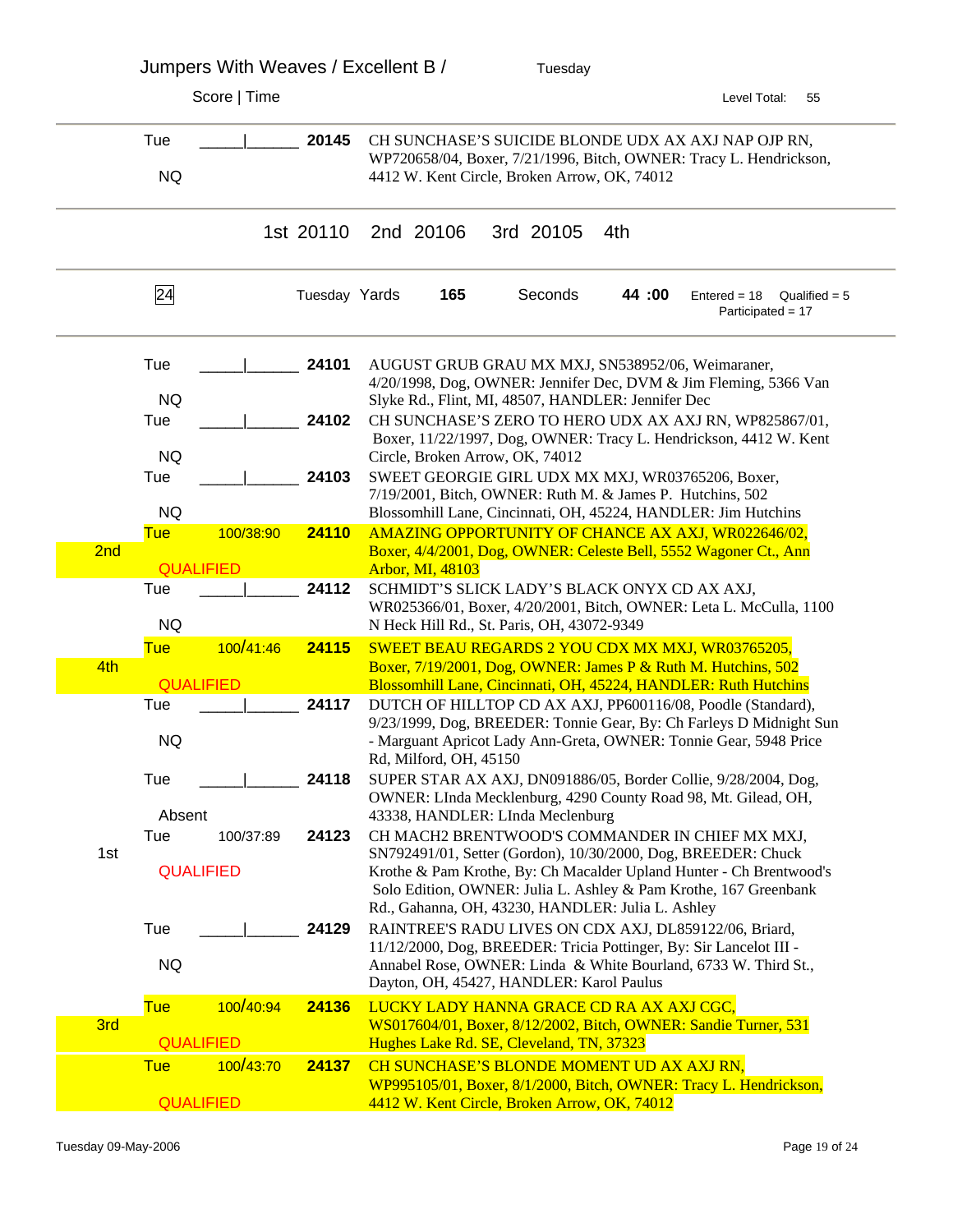# Jumpers With Weaves / Excellent B /

Tuesday

Score | Time

Level Total: 55

| Place | Day / Score | Armband | Entry |
|---|---|---|---|
| | Tue ____\|____ NQ | 20145 | CH SUNCHASE'S SUICIDE BLONDE UDX AX AXJ NAP OJP RN, WP720658/04, Boxer, 7/21/1996, Bitch, OWNER: Tracy L. Hendrickson, 4412 W. Kent Circle, Broken Arrow, OK, 74012 |

1st 20110 2nd 20106 3rd 20105 4th

24 Tuesday Yards **165** Seconds **44 :00** Entered = 18 Qualified = 5 Participated = 17

| Place | Day / Score | Armband | Entry |
|---|---|---|---|
| | Tue ____\|____ NQ | 24101 | AUGUST GRUB GRAU MX MXJ, SN538952/06, Weimaraner, 4/20/1998, Dog, OWNER: Jennifer Dec, DVM & Jim Fleming, 5366 Van Slyke Rd., Flint, MI, 48507, HANDLER: Jennifer Dec |
| | Tue ____\|____ NQ | 24102 | CH SUNCHASE'S ZERO TO HERO UDX AX AXJ RN, WP825867/01, Boxer, 11/22/1997, Dog, OWNER: Tracy L. Hendrickson, 4412 W. Kent Circle, Broken Arrow, OK, 74012 |
| | Tue ____\|____ NQ | 24103 | SWEET GEORGIE GIRL UDX MX MXJ, WR03765206, Boxer, 7/19/2001, Bitch, OWNER: Ruth M. & James P. Hutchins, 502 Blossomhill Lane, Cincinnati, OH, 45224, HANDLER: Jim Hutchins |
| 2nd | Tue 100/38:90 QUALIFIED | 24110 | AMAZING OPPORTUNITY OF CHANCE AX AXJ, WR022646/02, Boxer, 4/4/2001, Dog, OWNER: Celeste Bell, 5552 Wagoner Ct., Ann Arbor, MI, 48103 |
| | Tue ____\|____ NQ | 24112 | SCHMIDT'S SLICK LADY'S BLACK ONYX CD AX AXJ, WR025366/01, Boxer, 4/20/2001, Bitch, OWNER: Leta L. McCulla, 1100 N Heck Hill Rd., St. Paris, OH, 43072-9349 |
| 4th | Tue 100/41:46 QUALIFIED | 24115 | SWEET BEAU REGARDS 2 YOU CDX MX MXJ, WR03765205, Boxer, 7/19/2001, Dog, OWNER: James P & Ruth M. Hutchins, 502 Blossomhill Lane, Cincinnati, OH, 45224, HANDLER: Ruth Hutchins |
| | Tue ____\|____ NQ | 24117 | DUTCH OF HILLTOP CD AX AXJ, PP600116/08, Poodle (Standard), 9/23/1999, Dog, BREEDER: Tonnie Gear, By: Ch Farleys D Midnight Sun - Marguant Apricot Lady Ann-Greta, OWNER: Tonnie Gear, 5948 Price Rd, Milford, OH, 45150 |
| | Tue ____\|____ Absent | 24118 | SUPER STAR AX AXJ, DN091886/05, Border Collie, 9/28/2004, Dog, OWNER: LInda Mecklenburg, 4290 County Road 98, Mt. Gilead, OH, 43338, HANDLER: LInda Meclenburg |
| 1st | Tue 100/37:89 QUALIFIED | 24123 | CH MACH2 BRENTWOOD'S COMMANDER IN CHIEF MX MXJ, SN792491/01, Setter (Gordon), 10/30/2000, Dog, BREEDER: Chuck Krothe & Pam Krothe, By: Ch Macalder Upland Hunter - Ch Brentwood's Solo Edition, OWNER: Julia L. Ashley & Pam Krothe, 167 Greenbank Rd., Gahanna, OH, 43230, HANDLER: Julia L. Ashley |
| | Tue ____\|____ NQ | 24129 | RAINTREE'S RADU LIVES ON CDX AXJ, DL859122/06, Briard, 11/12/2000, Dog, BREEDER: Tricia Pottinger, By: Sir Lancelot III - Annabel Rose, OWNER: Linda & White Bourland, 6733 W. Third St., Dayton, OH, 45427, HANDLER: Karol Paulus |
| 3rd | Tue 100/40:94 QUALIFIED | 24136 | LUCKY LADY HANNA GRACE CD RA AX AXJ CGC, WS017604/01, Boxer, 8/12/2002, Bitch, OWNER: Sandie Turner, 531 Hughes Lake Rd. SE, Cleveland, TN, 37323 |
| | Tue 100/43:70 QUALIFIED | 24137 | CH SUNCHASE'S BLONDE MOMENT UD AX AXJ RN, WP995105/01, Boxer, 8/1/2000, Bitch, OWNER: Tracy L. Hendrickson, 4412 W. Kent Circle, Broken Arrow, OK, 74012 |

Tuesday 09-May-2006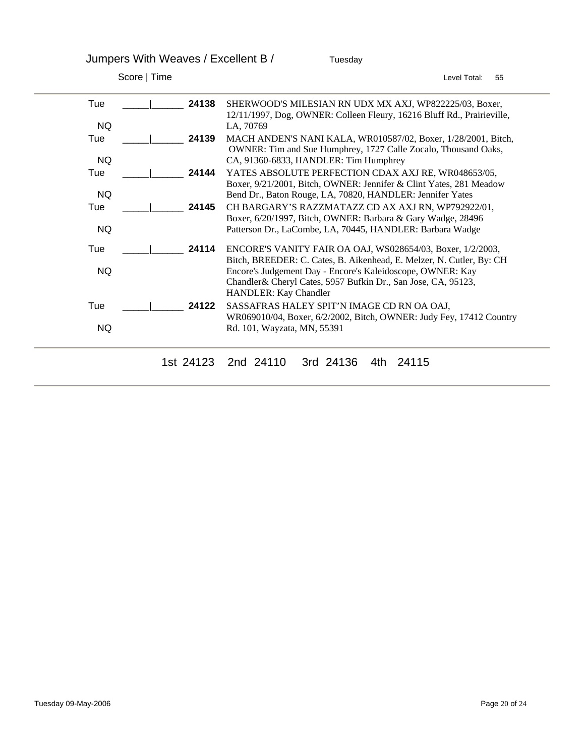## Jumpers With Weaves / Excellent B / Tuesday

Score | Time — Level Total: 55

| | Score \| Time | Armband | Entry |
|---|---|---|---|
| Tue NQ | _____\|______ | **24138** | SHERWOOD'S MILESIAN RN UDX MX AXJ, WP822225/03, Boxer, 12/11/1997, Dog, OWNER: Colleen Fleury, 16216 Bluff Rd., Prairieville, LA, 70769 |
| Tue NQ | _____\|______ | **24139** | MACH ANDEN'S NANI KALA, WR010587/02, Boxer, 1/28/2001, Bitch, OWNER: Tim and Sue Humphrey, 1727 Calle Zocalo, Thousand Oaks, CA, 91360-6833, HANDLER: Tim Humphrey |
| Tue NQ | _____\|______ | **24144** | YATES ABSOLUTE PERFECTION CDAX AXJ RE, WR048653/05, Boxer, 9/21/2001, Bitch, OWNER: Jennifer & Clint Yates, 281 Meadow Bend Dr., Baton Rouge, LA, 70820, HANDLER: Jennifer Yates |
| Tue NQ | _____\|______ | **24145** | CH BARGARY'S RAZZMATAZZ CD AX AXJ RN, WP792922/01, Boxer, 6/20/1997, Bitch, OWNER: Barbara & Gary Wadge, 28496 Patterson Dr., LaCombe, LA, 70445, HANDLER: Barbara Wadge |
| Tue NQ | _____\|______ | **24114** | ENCORE'S VANITY FAIR OA OAJ, WS028654/03, Boxer, 1/2/2003, Bitch, BREEDER: C. Cates, B. Aikenhead, E. Melzer, N. Cutler, By: CH Encore's Judgement Day - Encore's Kaleidoscope, OWNER: Kay Chandler& Cheryl Cates, 5957 Bufkin Dr., San Jose, CA, 95123, HANDLER: Kay Chandler |
| Tue NQ | _____\|______ | **24122** | SASSAFRAS HALEY SPIT'N IMAGE CD RN OA OAJ, WR069010/04, Boxer, 6/2/2002, Bitch, OWNER: Judy Fey, 17412 Country Rd. 101, Wayzata, MN, 55391 |

1st 24123 2nd 24110 3rd 24136 4th 24115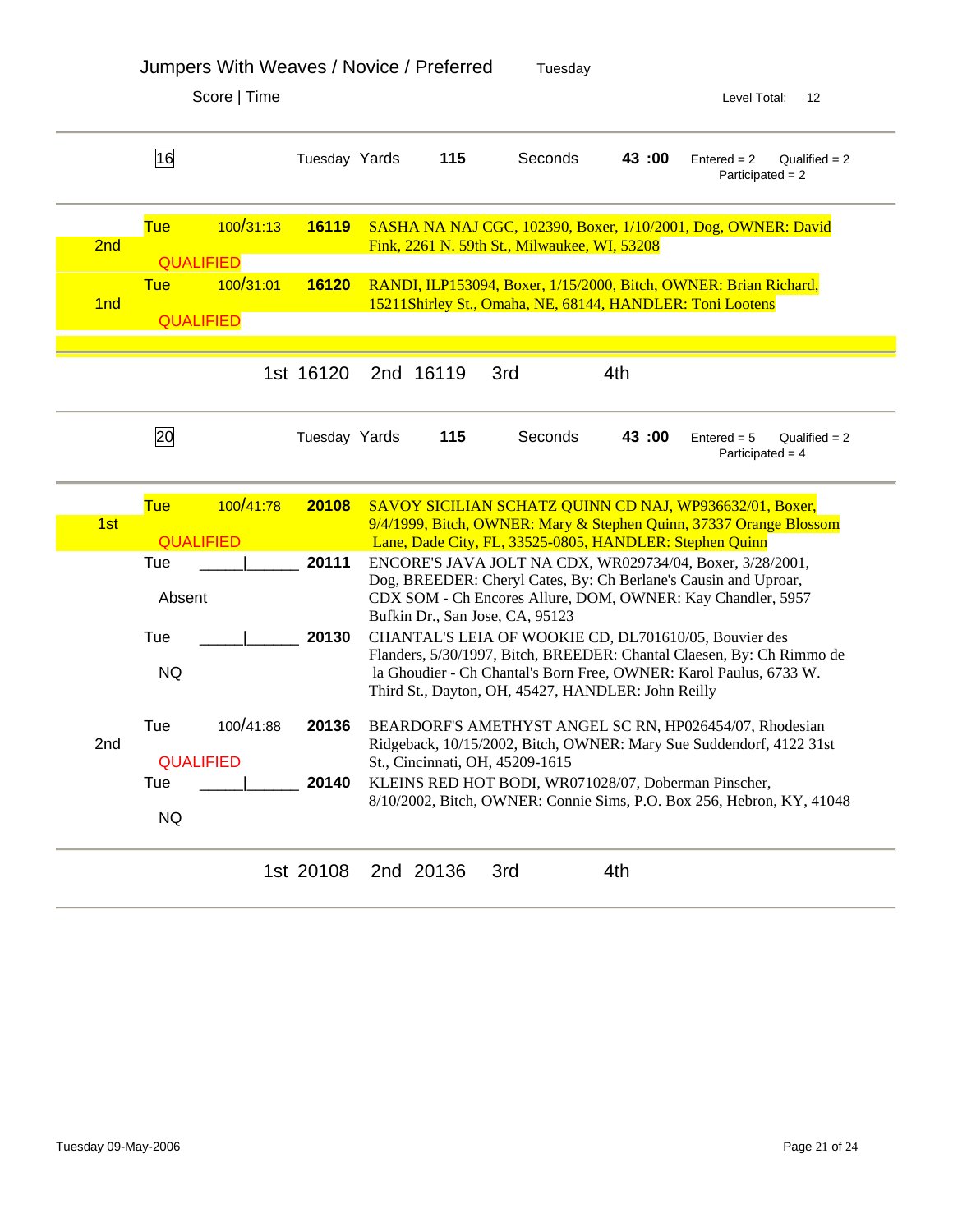# Jumpers With Weaves / Novice / Preferred

Tuesday

Score | Time

Level Total: 12

---

**16** — Tuesday Yards **115** Seconds **43 :00** Entered = 2 Qualified = 2 Participated = 2

| Place | Day | Score/Time | Armband | Dog |
|---|---|---|---|---|
| 2nd | Tue QUALIFIED | 100/31:13 | **16119** | SASHA NA NAJ CGC, 102390, Boxer, 1/10/2001, Dog, OWNER: David Fink, 2261 N. 59th St., Milwaukee, WI, 53208 |
| 1nd | Tue QUALIFIED | 100/31:01 | **16120** | RANDI, ILP153094, Boxer, 1/15/2000, Bitch, OWNER: Brian Richard, 15211Shirley St., Omaha, NE, 68144, HANDLER: Toni Lootens |

1st 16120 2nd 16119 3rd 4th

---

**20** — Tuesday Yards **115** Seconds **43 :00** Entered = 5 Qualified = 2 Participated = 4

| Place | Day | Score/Time | Armband | Dog |
|---|---|---|---|---|
| 1st | Tue QUALIFIED | 100/41:78 | **20108** | SAVOY SICILIAN SCHATZ QUINN CD NAJ, WP936632/01, Boxer, 9/4/1999, Bitch, OWNER: Mary & Stephen Quinn, 37337 Orange Blossom Lane, Dade City, FL, 33525-0805, HANDLER: Stephen Quinn |
| | Tue Absent | \_\_\_\_\_\|\_\_\_\_\_\_ | **20111** | ENCORE'S JAVA JOLT NA CDX, WR029734/04, Boxer, 3/28/2001, Dog, BREEDER: Cheryl Cates, By: Ch Berlane's Causin and Uproar, CDX SOM - Ch Encores Allure, DOM, OWNER: Kay Chandler, 5957 Bufkin Dr., San Jose, CA, 95123 |
| | Tue NQ | \_\_\_\_\_\|\_\_\_\_\_\_ | **20130** | CHANTAL'S LEIA OF WOOKIE CD, DL701610/05, Bouvier des Flanders, 5/30/1997, Bitch, BREEDER: Chantal Claesen, By: Ch Rimmo de la Ghoudier - Ch Chantal's Born Free, OWNER: Karol Paulus, 6733 W. Third St., Dayton, OH, 45427, HANDLER: John Reilly |
| 2nd | Tue QUALIFIED | 100/41:88 | **20136** | BEARDORF'S AMETHYST ANGEL SC RN, HP026454/07, Rhodesian Ridgeback, 10/15/2002, Bitch, OWNER: Mary Sue Suddendorf, 4122 31st St., Cincinnati, OH, 45209-1615 |
| | Tue NQ | \_\_\_\_\_\|\_\_\_\_\_\_ | **20140** | KLEINS RED HOT BODI, WR071028/07, Doberman Pinscher, 8/10/2002, Bitch, OWNER: Connie Sims, P.O. Box 256, Hebron, KY, 41048 |

1st 20108 2nd 20136 3rd 4th

Tuesday 09-May-2006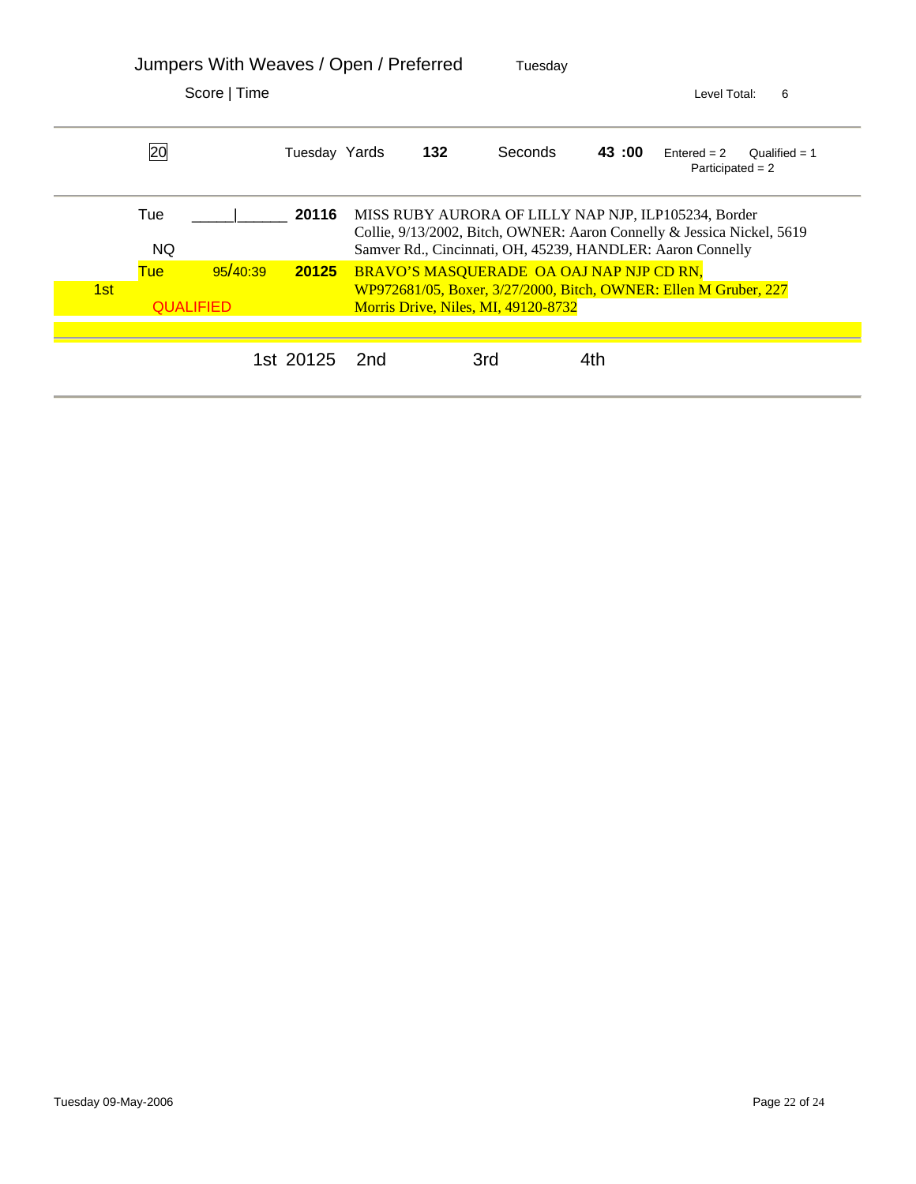# Jumpers With Weaves / Open / Preferred

Tuesday

Score | Time

Level Total: 6

| 20 | Tuesday Yards | 132 | Seconds | 43 :00 | Entered = 2 Qualified = 1 Participated = 2 |
|---|---|---|---|---|---|

| Place | Day / Result | Score/Time | Armband | Dog |
|---|---|---|---|---|
| | Tue NQ | _____\|______ | **20116** | MISS RUBY AURORA OF LILLY NAP NJP, ILP105234, Border Collie, 9/13/2002, Bitch, OWNER: Aaron Connelly & Jessica Nickel, 5619 Samver Rd., Cincinnati, OH, 45239, HANDLER: Aaron Connelly |
| 1st | Tue QUALIFIED | 95/40:39 | **20125** | BRAVO'S MASQUERADE OA OAJ NAP NJP CD RN, WP972681/05, Boxer, 3/27/2000, Bitch, OWNER: Ellen M Gruber, 227 Morris Drive, Niles, MI, 49120-8732 |

1st 20125 2nd 3rd 4th

Tuesday 09-May-2006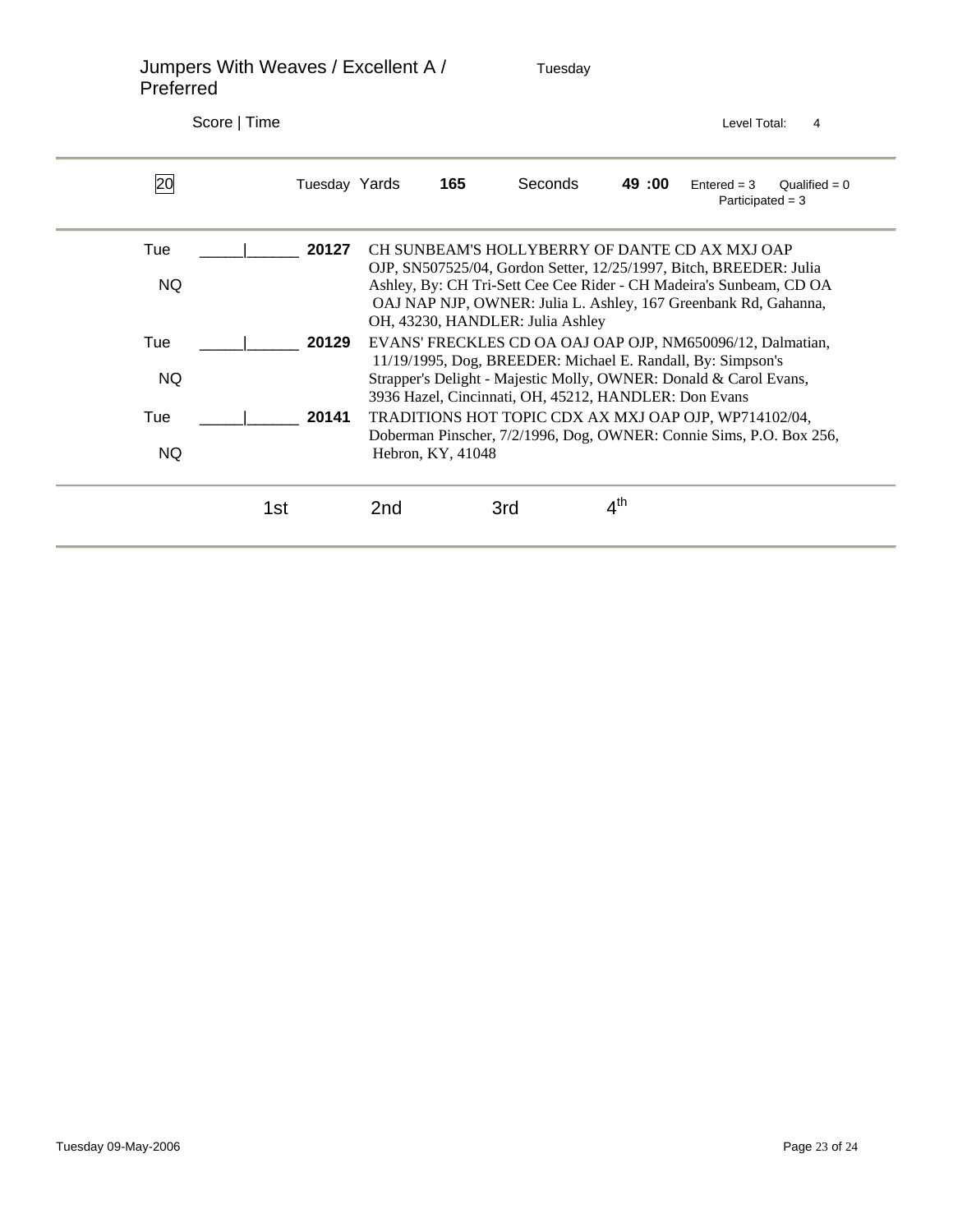# Jumpers With Weaves / Excellent A / Preferred

Tuesday

Score | Time

Level Total: 4

| 20 | Tuesday Yards | 165 | Seconds | 49 :00 | Entered = 3 | Qualified = 0 |
|---|---|---|---|---|---|---|
| | | | | | Participated = 3 | |

| Day / Result | Score \| Time | Armband | Entry |
|---|---|---|---|
| Tue NQ | _____\|______ | **20127** | CH SUNBEAM'S HOLLYBERRY OF DANTE CD AX MXJ OAP OJP, SN507525/04, Gordon Setter, 12/25/1997, Bitch, BREEDER: Julia Ashley, By: CH Tri-Sett Cee Cee Rider - CH Madeira's Sunbeam, CD OA OAJ NAP NJP, OWNER: Julia L. Ashley, 167 Greenbank Rd, Gahanna, OH, 43230, HANDLER: Julia Ashley |
| Tue NQ | _____\|______ | **20129** | EVANS' FRECKLES CD OA OAJ OAP OJP, NM650096/12, Dalmatian, 11/19/1995, Dog, BREEDER: Michael E. Randall, By: Simpson's Strapper's Delight - Majestic Molly, OWNER: Donald & Carol Evans, 3936 Hazel, Cincinnati, OH, 45212, HANDLER: Don Evans |
| Tue NQ | _____\|______ | **20141** | TRADITIONS HOT TOPIC CDX AX MXJ OAP OJP, WP714102/04, Doberman Pinscher, 7/2/1996, Dog, OWNER: Connie Sims, P.O. Box 256, Hebron, KY, 41048 |

| 1st | 2nd | 3rd | 4th |
|---|---|---|---|
| | | | |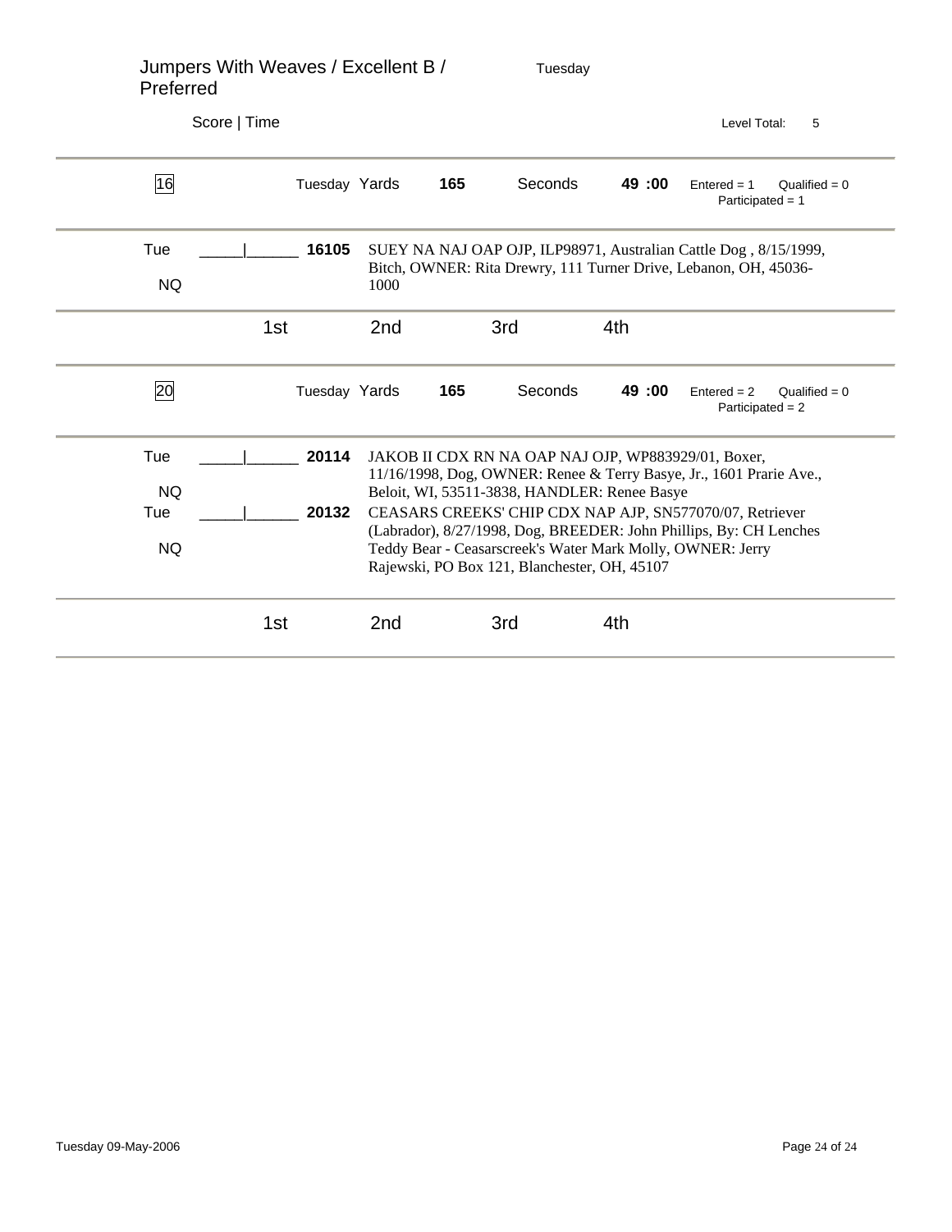# Jumpers With Weaves / Excellent B / Preferred

Tuesday

Score | Time

Level Total: 5

| | | | | | | | |
|---|---|---|---|---|---|---|---|
| 16 | Tuesday | Yards | **165** | Seconds | **49 :00** | Entered = 1 | Qualified = 0 Participated = 1 |

Tue _____|______ **16105** SUEY NA NAJ OAP OJP, ILP98971, Australian Cattle Dog , 8/15/1999, Bitch, OWNER: Rita Drewry, 111 Turner Drive, Lebanon, OH, 45036-1000

NQ

1st 2nd 3rd 4th

| | | | | | | | |
|---|---|---|---|---|---|---|---|
| 20 | Tuesday | Yards | **165** | Seconds | **49 :00** | Entered = 2 | Qualified = 0 Participated = 2 |

Tue _____|______ **20114** JAKOB II CDX RN NA OAP NAJ OJP, WP883929/01, Boxer, 11/16/1998, Dog, OWNER: Renee & Terry Basye, Jr., 1601 Prarie Ave., Beloit, WI, 53511-3838, HANDLER: Renee Basye

NQ

Tue _____|______ **20132** CEASARS CREEKS' CHIP CDX NAP AJP, SN577070/07, Retriever (Labrador), 8/27/1998, Dog, BREEDER: John Phillips, By: CH Lenches Teddy Bear - Ceasarscreek's Water Mark Molly, OWNER: Jerry Rajewski, PO Box 121, Blanchester, OH, 45107

NQ

1st 2nd 3rd 4th

Tuesday 09-May-2006